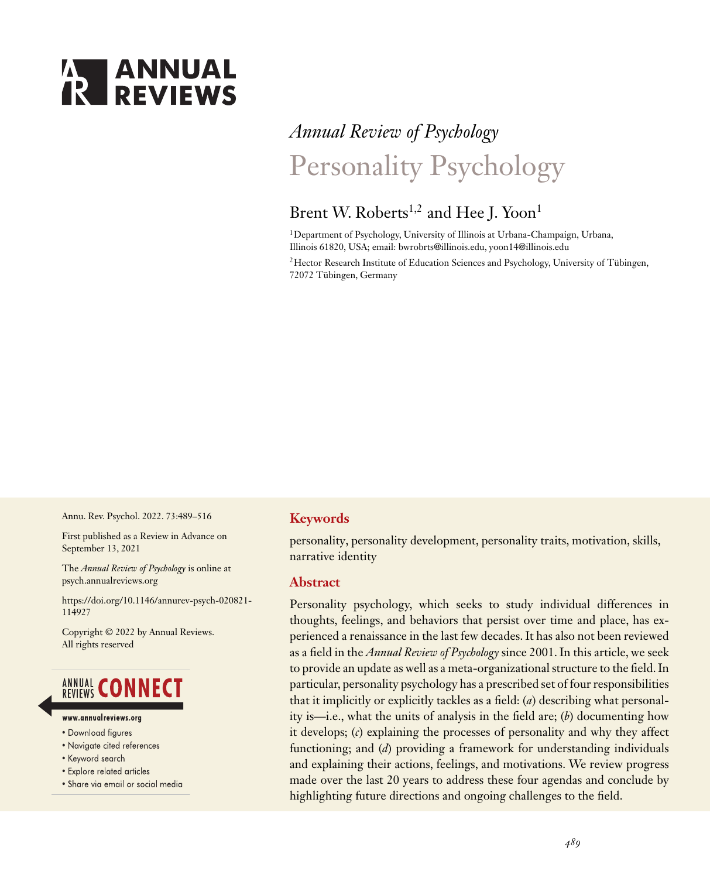ANNUAL REVIEWS

*Annual Review of Psychology*

# Personality Psychology

Brent W. Roberts[1,2] and Hee J. Yoon[1]

[1]Department of Psychology, University of Illinois at Urbana-Champaign, Urbana, Illinois 61820, USA; email: bwrobrts@illinois.edu, yoon14@illinois.edu

[2]Hector Research Institute of Education Sciences and Psychology, University of Tübingen, 72072 Tübingen, Germany

Annu. Rev. Psychol. 2022. 73:489–516

First published as a Review in Advance on September 13, 2021

The *Annual Review of Psychology* is online at psych.annualreviews.org

https://doi.org/10.1146/annurev-psych-020821-114927

Copyright © 2022 by Annual Reviews. All rights reserved

ANNUAL REVIEWS CONNECT

www.annualreviews.org

- Download figures
- Navigate cited references
- Keyword search
- Explore related articles
- Share via email or social media

## Keywords

personality, personality development, personality traits, motivation, skills, narrative identity

## Abstract

Personality psychology, which seeks to study individual differences in thoughts, feelings, and behaviors that persist over time and place, has experienced a renaissance in the last few decades. It has also not been reviewed as a field in the *Annual Review of Psychology* since 2001. In this article, we seek to provide an update as well as a meta-organizational structure to the field. In particular, personality psychology has a prescribed set of four responsibilities that it implicitly or explicitly tackles as a field: (*a*) describing what personality is—i.e., what the units of analysis in the field are; (*b*) documenting how it develops; (*c*) explaining the processes of personality and why they affect functioning; and (*d*) providing a framework for understanding individuals and explaining their actions, feelings, and motivations. We review progress made over the last 20 years to address these four agendas and conclude by highlighting future directions and ongoing challenges to the field.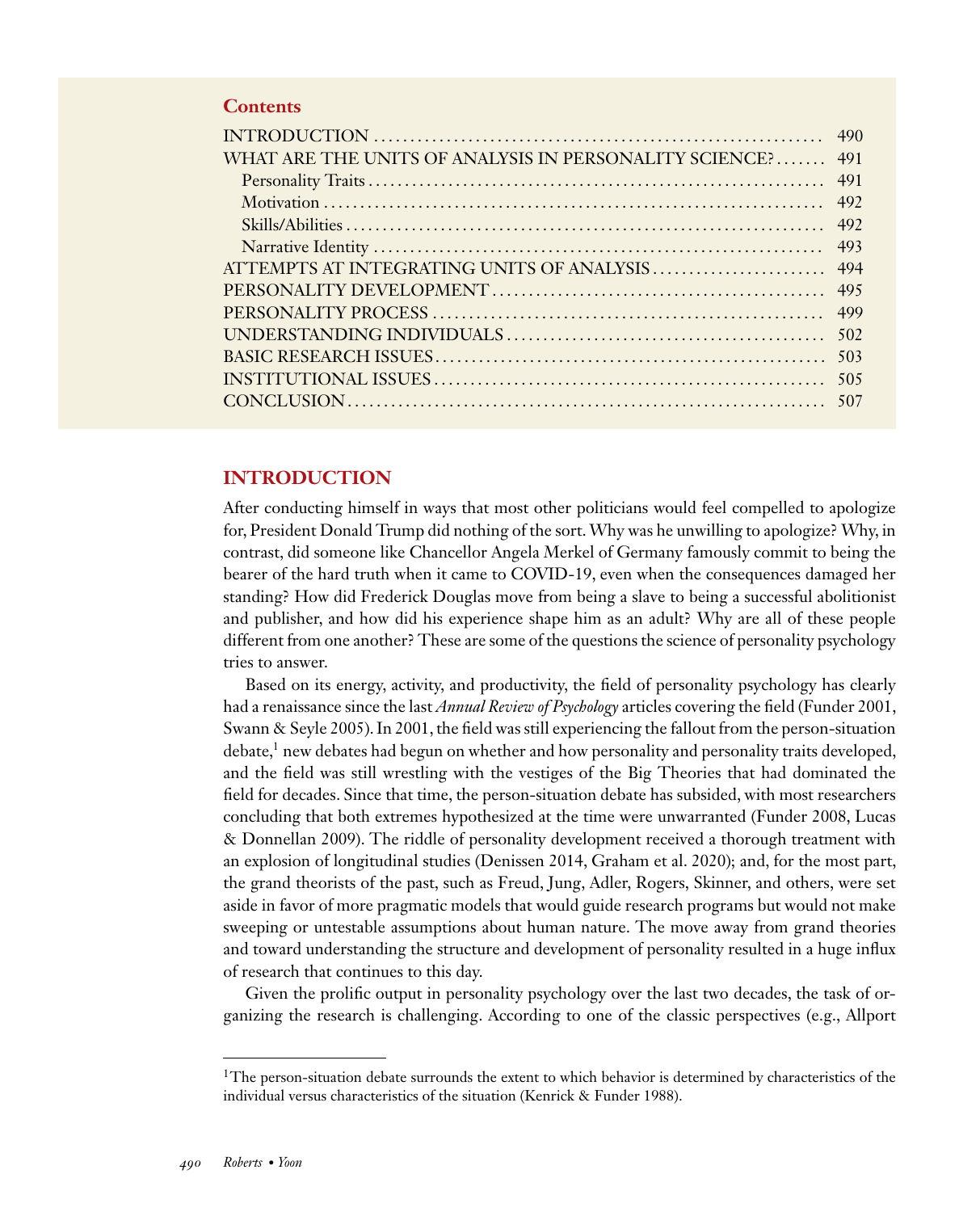## Contents

INTRODUCTION ............................................................ 490
WHAT ARE THE UNITS OF ANALYSIS IN PERSONALITY SCIENCE? ....... 491
  Personality Traits ............................................................ 491
  Motivation ..................................................................... 492
  Skills/Abilities ............................................................... 492
  Narrative Identity ............................................................ 493
ATTEMPTS AT INTEGRATING UNITS OF ANALYSIS ....................... 494
PERSONALITY DEVELOPMENT ............................................ 495
PERSONALITY PROCESS ..................................................... 499
UNDERSTANDING INDIVIDUALS .......................................... 502
BASIC RESEARCH ISSUES ..................................................... 503
INSTITUTIONAL ISSUES ..................................................... 505
CONCLUSION ................................................................. 507

## INTRODUCTION

After conducting himself in ways that most other politicians would feel compelled to apologize for, President Donald Trump did nothing of the sort. Why was he unwilling to apologize? Why, in contrast, did someone like Chancellor Angela Merkel of Germany famously commit to being the bearer of the hard truth when it came to COVID-19, even when the consequences damaged her standing? How did Frederick Douglas move from being a slave to being a successful abolitionist and publisher, and how did his experience shape him as an adult? Why are all of these people different from one another? These are some of the questions the science of personality psychology tries to answer.

Based on its energy, activity, and productivity, the field of personality psychology has clearly had a renaissance since the last *Annual Review of Psychology* articles covering the field (Funder 2001, Swann & Seyle 2005). In 2001, the field was still experiencing the fallout from the person-situation debate,[1] new debates had begun on whether and how personality and personality traits developed, and the field was still wrestling with the vestiges of the Big Theories that had dominated the field for decades. Since that time, the person-situation debate has subsided, with most researchers concluding that both extremes hypothesized at the time were unwarranted (Funder 2008, Lucas & Donnellan 2009). The riddle of personality development received a thorough treatment with an explosion of longitudinal studies (Denissen 2014, Graham et al. 2020); and, for the most part, the grand theorists of the past, such as Freud, Jung, Adler, Rogers, Skinner, and others, were set aside in favor of more pragmatic models that would guide research programs but would not make sweeping or untestable assumptions about human nature. The move away from grand theories and toward understanding the structure and development of personality resulted in a huge influx of research that continues to this day.

Given the prolific output in personality psychology over the last two decades, the task of organizing the research is challenging. According to one of the classic perspectives (e.g., Allport

[1]The person-situation debate surrounds the extent to which behavior is determined by characteristics of the individual versus characteristics of the situation (Kenrick & Funder 1988).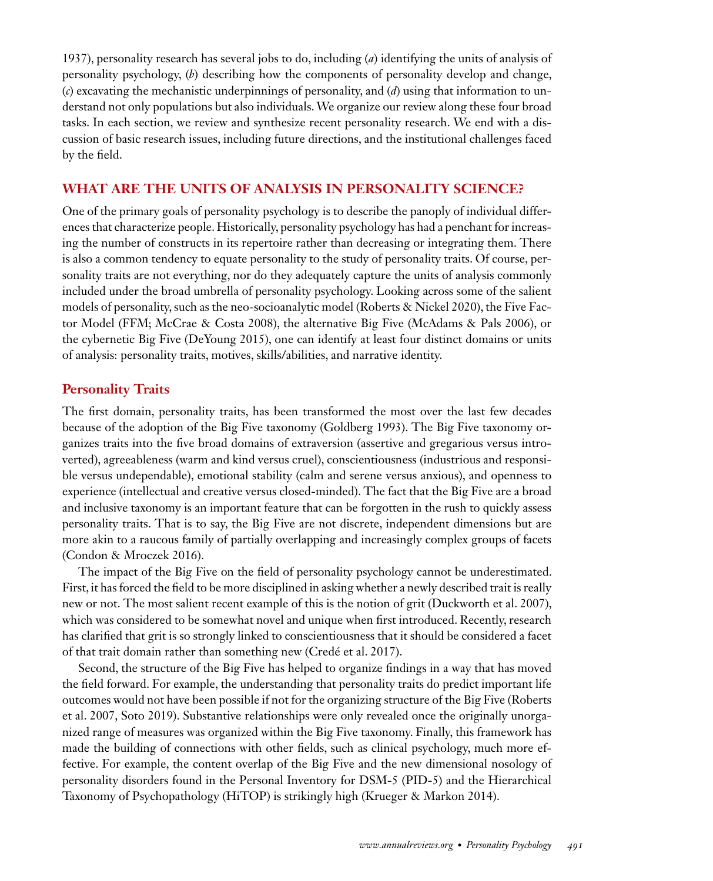1937), personality research has several jobs to do, including (*a*) identifying the units of analysis of personality psychology, (*b*) describing how the components of personality develop and change, (*c*) excavating the mechanistic underpinnings of personality, and (*d*) using that information to understand not only populations but also individuals. We organize our review along these four broad tasks. In each section, we review and synthesize recent personality research. We end with a discussion of basic research issues, including future directions, and the institutional challenges faced by the field.

## WHAT ARE THE UNITS OF ANALYSIS IN PERSONALITY SCIENCE?

One of the primary goals of personality psychology is to describe the panoply of individual differences that characterize people. Historically, personality psychology has had a penchant for increasing the number of constructs in its repertoire rather than decreasing or integrating them. There is also a common tendency to equate personality to the study of personality traits. Of course, personality traits are not everything, nor do they adequately capture the units of analysis commonly included under the broad umbrella of personality psychology. Looking across some of the salient models of personality, such as the neo-socioanalytic model (Roberts & Nickel 2020), the Five Factor Model (FFM; McCrae & Costa 2008), the alternative Big Five (McAdams & Pals 2006), or the cybernetic Big Five (DeYoung 2015), one can identify at least four distinct domains or units of analysis: personality traits, motives, skills/abilities, and narrative identity.

### Personality Traits

The first domain, personality traits, has been transformed the most over the last few decades because of the adoption of the Big Five taxonomy (Goldberg 1993). The Big Five taxonomy organizes traits into the five broad domains of extraversion (assertive and gregarious versus introverted), agreeableness (warm and kind versus cruel), conscientiousness (industrious and responsible versus undependable), emotional stability (calm and serene versus anxious), and openness to experience (intellectual and creative versus closed-minded). The fact that the Big Five are a broad and inclusive taxonomy is an important feature that can be forgotten in the rush to quickly assess personality traits. That is to say, the Big Five are not discrete, independent dimensions but are more akin to a raucous family of partially overlapping and increasingly complex groups of facets (Condon & Mroczek 2016).

The impact of the Big Five on the field of personality psychology cannot be underestimated. First, it has forced the field to be more disciplined in asking whether a newly described trait is really new or not. The most salient recent example of this is the notion of grit (Duckworth et al. 2007), which was considered to be somewhat novel and unique when first introduced. Recently, research has clarified that grit is so strongly linked to conscientiousness that it should be considered a facet of that trait domain rather than something new (Credé et al. 2017).

Second, the structure of the Big Five has helped to organize findings in a way that has moved the field forward. For example, the understanding that personality traits do predict important life outcomes would not have been possible if not for the organizing structure of the Big Five (Roberts et al. 2007, Soto 2019). Substantive relationships were only revealed once the originally unorganized range of measures was organized within the Big Five taxonomy. Finally, this framework has made the building of connections with other fields, such as clinical psychology, much more effective. For example, the content overlap of the Big Five and the new dimensional nosology of personality disorders found in the Personal Inventory for DSM-5 (PID-5) and the Hierarchical Taxonomy of Psychopathology (HiTOP) is strikingly high (Krueger & Markon 2014).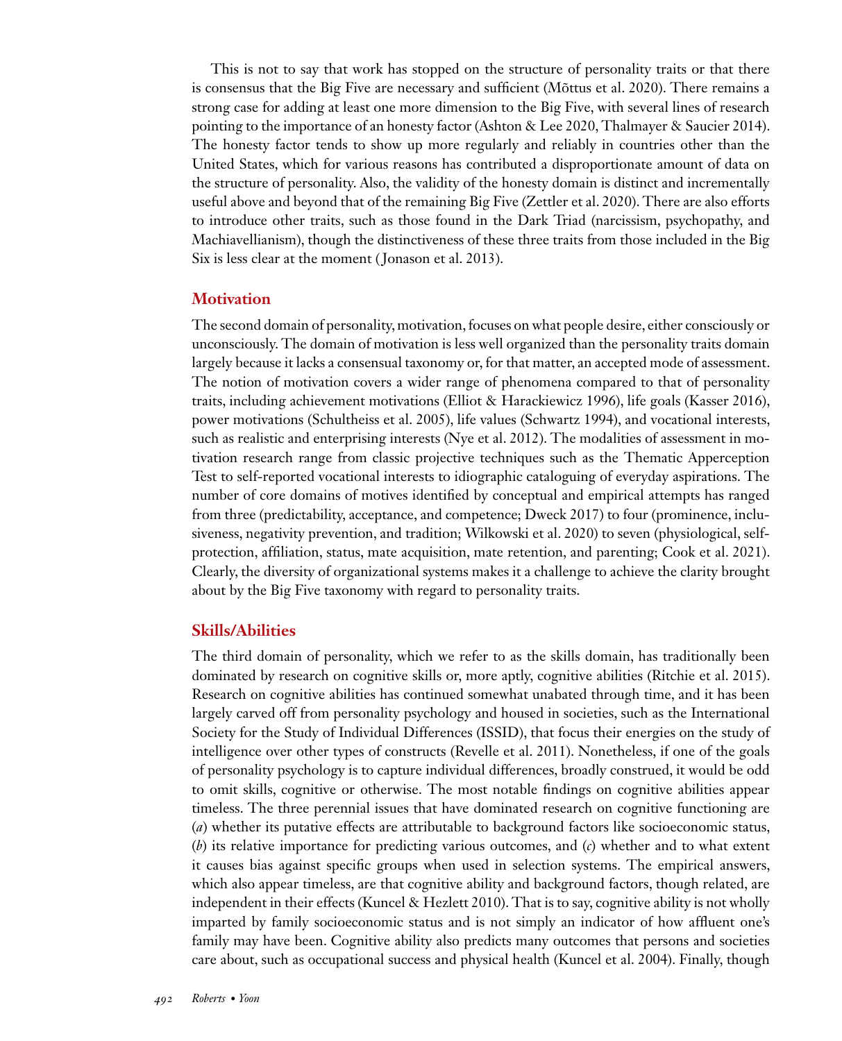This is not to say that work has stopped on the structure of personality traits or that there is consensus that the Big Five are necessary and sufficient (Mõttus et al. 2020). There remains a strong case for adding at least one more dimension to the Big Five, with several lines of research pointing to the importance of an honesty factor (Ashton & Lee 2020, Thalmayer & Saucier 2014). The honesty factor tends to show up more regularly and reliably in countries other than the United States, which for various reasons has contributed a disproportionate amount of data on the structure of personality. Also, the validity of the honesty domain is distinct and incrementally useful above and beyond that of the remaining Big Five (Zettler et al. 2020). There are also efforts to introduce other traits, such as those found in the Dark Triad (narcissism, psychopathy, and Machiavellianism), though the distinctiveness of these three traits from those included in the Big Six is less clear at the moment (Jonason et al. 2013).

## Motivation

The second domain of personality, motivation, focuses on what people desire, either consciously or unconsciously. The domain of motivation is less well organized than the personality traits domain largely because it lacks a consensual taxonomy or, for that matter, an accepted mode of assessment. The notion of motivation covers a wider range of phenomena compared to that of personality traits, including achievement motivations (Elliot & Harackiewicz 1996), life goals (Kasser 2016), power motivations (Schultheiss et al. 2005), life values (Schwartz 1994), and vocational interests, such as realistic and enterprising interests (Nye et al. 2012). The modalities of assessment in motivation research range from classic projective techniques such as the Thematic Apperception Test to self-reported vocational interests to idiographic cataloguing of everyday aspirations. The number of core domains of motives identified by conceptual and empirical attempts has ranged from three (predictability, acceptance, and competence; Dweck 2017) to four (prominence, inclusiveness, negativity prevention, and tradition; Wilkowski et al. 2020) to seven (physiological, self-protection, affiliation, status, mate acquisition, mate retention, and parenting; Cook et al. 2021). Clearly, the diversity of organizational systems makes it a challenge to achieve the clarity brought about by the Big Five taxonomy with regard to personality traits.

## Skills/Abilities

The third domain of personality, which we refer to as the skills domain, has traditionally been dominated by research on cognitive skills or, more aptly, cognitive abilities (Ritchie et al. 2015). Research on cognitive abilities has continued somewhat unabated through time, and it has been largely carved off from personality psychology and housed in societies, such as the International Society for the Study of Individual Differences (ISSID), that focus their energies on the study of intelligence over other types of constructs (Revelle et al. 2011). Nonetheless, if one of the goals of personality psychology is to capture individual differences, broadly construed, it would be odd to omit skills, cognitive or otherwise. The most notable findings on cognitive abilities appear timeless. The three perennial issues that have dominated research on cognitive functioning are (*a*) whether its putative effects are attributable to background factors like socioeconomic status, (*b*) its relative importance for predicting various outcomes, and (*c*) whether and to what extent it causes bias against specific groups when used in selection systems. The empirical answers, which also appear timeless, are that cognitive ability and background factors, though related, are independent in their effects (Kuncel & Hezlett 2010). That is to say, cognitive ability is not wholly imparted by family socioeconomic status and is not simply an indicator of how affluent one's family may have been. Cognitive ability also predicts many outcomes that persons and societies care about, such as occupational success and physical health (Kuncel et al. 2004). Finally, though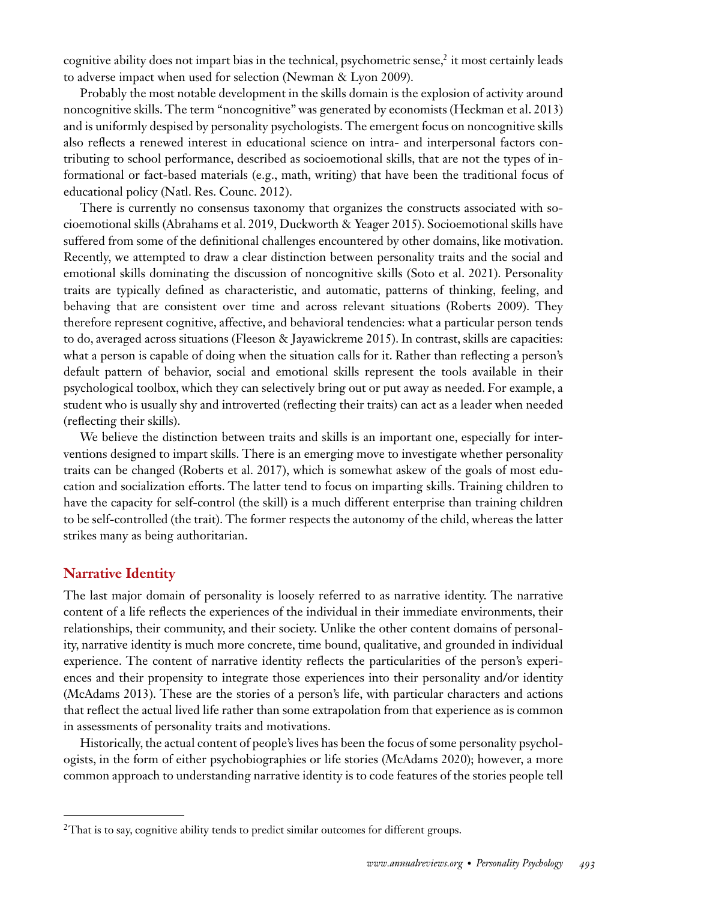cognitive ability does not impart bias in the technical, psychometric sense,[2] it most certainly leads to adverse impact when used for selection (Newman & Lyon 2009).

Probably the most notable development in the skills domain is the explosion of activity around noncognitive skills. The term "noncognitive" was generated by economists (Heckman et al. 2013) and is uniformly despised by personality psychologists. The emergent focus on noncognitive skills also reflects a renewed interest in educational science on intra- and interpersonal factors contributing to school performance, described as socioemotional skills, that are not the types of informational or fact-based materials (e.g., math, writing) that have been the traditional focus of educational policy (Natl. Res. Counc. 2012).

There is currently no consensus taxonomy that organizes the constructs associated with socioemotional skills (Abrahams et al. 2019, Duckworth & Yeager 2015). Socioemotional skills have suffered from some of the definitional challenges encountered by other domains, like motivation. Recently, we attempted to draw a clear distinction between personality traits and the social and emotional skills dominating the discussion of noncognitive skills (Soto et al. 2021). Personality traits are typically defined as characteristic, and automatic, patterns of thinking, feeling, and behaving that are consistent over time and across relevant situations (Roberts 2009). They therefore represent cognitive, affective, and behavioral tendencies: what a particular person tends to do, averaged across situations (Fleeson & Jayawickreme 2015). In contrast, skills are capacities: what a person is capable of doing when the situation calls for it. Rather than reflecting a person's default pattern of behavior, social and emotional skills represent the tools available in their psychological toolbox, which they can selectively bring out or put away as needed. For example, a student who is usually shy and introverted (reflecting their traits) can act as a leader when needed (reflecting their skills).

We believe the distinction between traits and skills is an important one, especially for interventions designed to impart skills. There is an emerging move to investigate whether personality traits can be changed (Roberts et al. 2017), which is somewhat askew of the goals of most education and socialization efforts. The latter tend to focus on imparting skills. Training children to have the capacity for self-control (the skill) is a much different enterprise than training children to be self-controlled (the trait). The former respects the autonomy of the child, whereas the latter strikes many as being authoritarian.

## Narrative Identity

The last major domain of personality is loosely referred to as narrative identity. The narrative content of a life reflects the experiences of the individual in their immediate environments, their relationships, their community, and their society. Unlike the other content domains of personality, narrative identity is much more concrete, time bound, qualitative, and grounded in individual experience. The content of narrative identity reflects the particularities of the person's experiences and their propensity to integrate those experiences into their personality and/or identity (McAdams 2013). These are the stories of a person's life, with particular characters and actions that reflect the actual lived life rather than some extrapolation from that experience as is common in assessments of personality traits and motivations.

Historically, the actual content of people's lives has been the focus of some personality psychologists, in the form of either psychobiographies or life stories (McAdams 2020); however, a more common approach to understanding narrative identity is to code features of the stories people tell

---

[2] That is to say, cognitive ability tends to predict similar outcomes for different groups.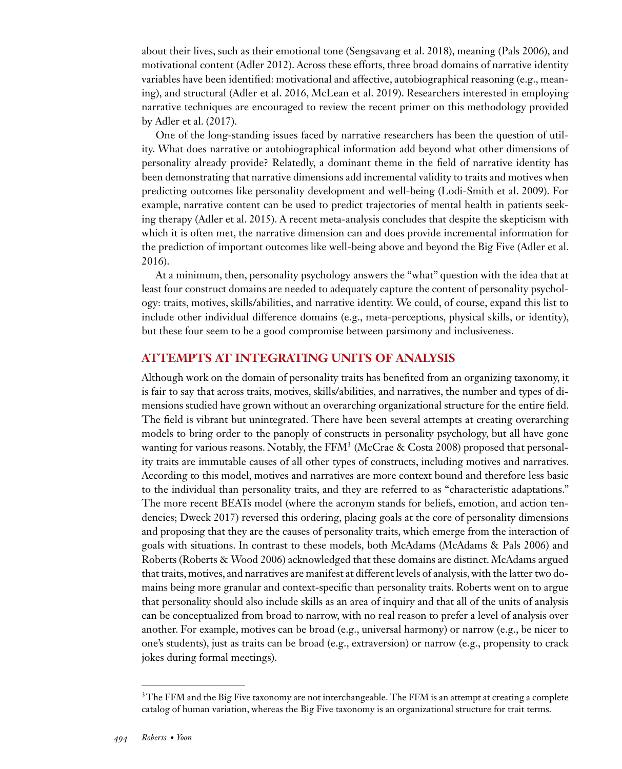about their lives, such as their emotional tone (Sengsavang et al. 2018), meaning (Pals 2006), and motivational content (Adler 2012). Across these efforts, three broad domains of narrative identity variables have been identified: motivational and affective, autobiographical reasoning (e.g., meaning), and structural (Adler et al. 2016, McLean et al. 2019). Researchers interested in employing narrative techniques are encouraged to review the recent primer on this methodology provided by Adler et al. (2017).

One of the long-standing issues faced by narrative researchers has been the question of utility. What does narrative or autobiographical information add beyond what other dimensions of personality already provide? Relatedly, a dominant theme in the field of narrative identity has been demonstrating that narrative dimensions add incremental validity to traits and motives when predicting outcomes like personality development and well-being (Lodi-Smith et al. 2009). For example, narrative content can be used to predict trajectories of mental health in patients seeking therapy (Adler et al. 2015). A recent meta-analysis concludes that despite the skepticism with which it is often met, the narrative dimension can and does provide incremental information for the prediction of important outcomes like well-being above and beyond the Big Five (Adler et al. 2016).

At a minimum, then, personality psychology answers the "what" question with the idea that at least four construct domains are needed to adequately capture the content of personality psychology: traits, motives, skills/abilities, and narrative identity. We could, of course, expand this list to include other individual difference domains (e.g., meta-perceptions, physical skills, or identity), but these four seem to be a good compromise between parsimony and inclusiveness.

## ATTEMPTS AT INTEGRATING UNITS OF ANALYSIS

Although work on the domain of personality traits has benefited from an organizing taxonomy, it is fair to say that across traits, motives, skills/abilities, and narratives, the number and types of dimensions studied have grown without an overarching organizational structure for the entire field. The field is vibrant but unintegrated. There have been several attempts at creating overarching models to bring order to the panoply of constructs in personality psychology, but all have gone wanting for various reasons. Notably, the FFM[3] (McCrae & Costa 2008) proposed that personality traits are immutable causes of all other types of constructs, including motives and narratives. According to this model, motives and narratives are more context bound and therefore less basic to the individual than personality traits, and they are referred to as "characteristic adaptations." The more recent BEATs model (where the acronym stands for beliefs, emotion, and action tendencies; Dweck 2017) reversed this ordering, placing goals at the core of personality dimensions and proposing that they are the causes of personality traits, which emerge from the interaction of goals with situations. In contrast to these models, both McAdams (McAdams & Pals 2006) and Roberts (Roberts & Wood 2006) acknowledged that these domains are distinct. McAdams argued that traits, motives, and narratives are manifest at different levels of analysis, with the latter two domains being more granular and context-specific than personality traits. Roberts went on to argue that personality should also include skills as an area of inquiry and that all of the units of analysis can be conceptualized from broad to narrow, with no real reason to prefer a level of analysis over another. For example, motives can be broad (e.g., universal harmony) or narrow (e.g., be nicer to one's students), just as traits can be broad (e.g., extraversion) or narrow (e.g., propensity to crack jokes during formal meetings).

[3] The FFM and the Big Five taxonomy are not interchangeable. The FFM is an attempt at creating a complete catalog of human variation, whereas the Big Five taxonomy is an organizational structure for trait terms.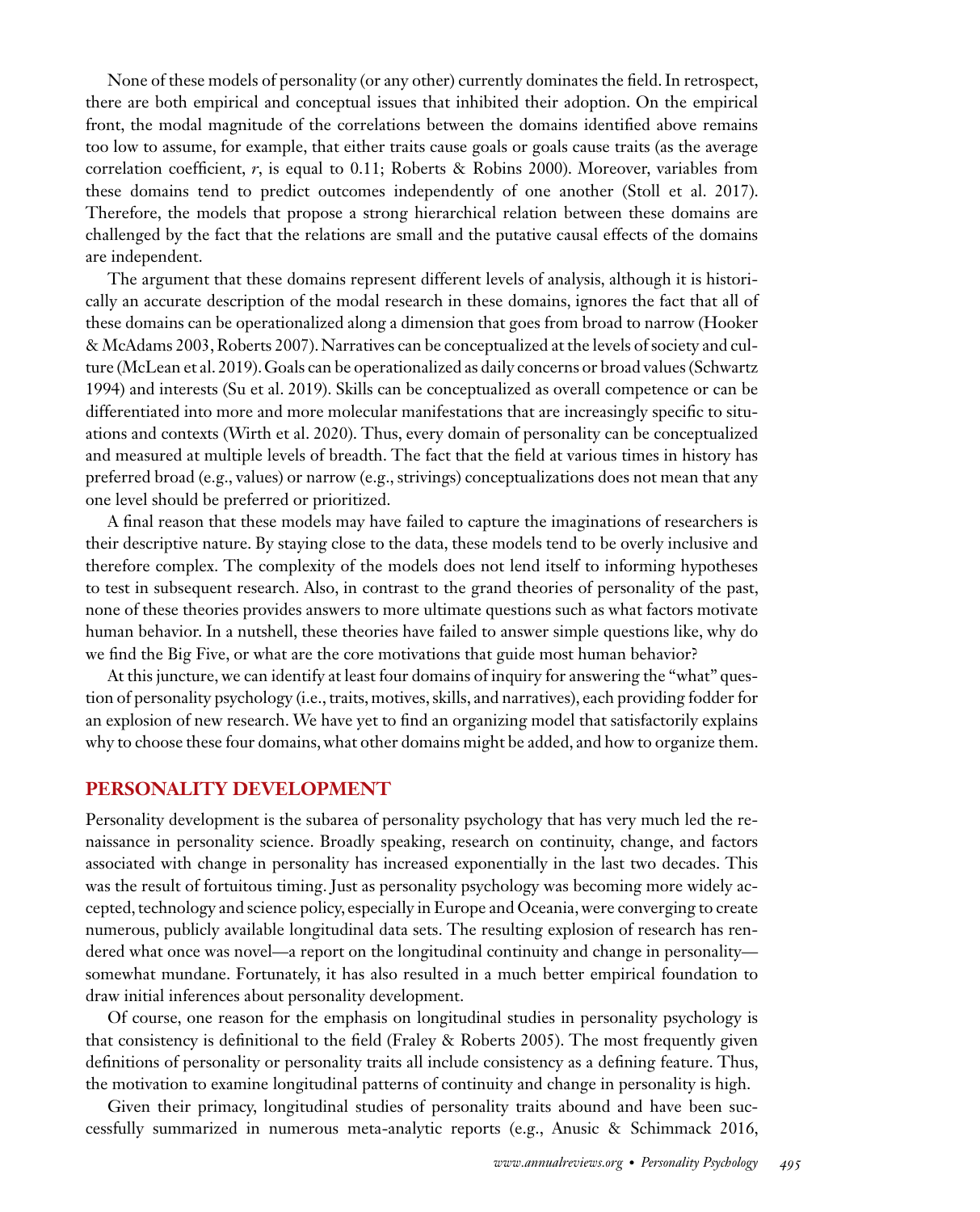None of these models of personality (or any other) currently dominates the field. In retrospect, there are both empirical and conceptual issues that inhibited their adoption. On the empirical front, the modal magnitude of the correlations between the domains identified above remains too low to assume, for example, that either traits cause goals or goals cause traits (as the average correlation coefficient, $r$, is equal to 0.11; Roberts & Robins 2000). Moreover, variables from these domains tend to predict outcomes independently of one another (Stoll et al. 2017). Therefore, the models that propose a strong hierarchical relation between these domains are challenged by the fact that the relations are small and the putative causal effects of the domains are independent.

The argument that these domains represent different levels of analysis, although it is historically an accurate description of the modal research in these domains, ignores the fact that all of these domains can be operationalized along a dimension that goes from broad to narrow (Hooker & McAdams 2003, Roberts 2007). Narratives can be conceptualized at the levels of society and culture (McLean et al. 2019). Goals can be operationalized as daily concerns or broad values (Schwartz 1994) and interests (Su et al. 2019). Skills can be conceptualized as overall competence or can be differentiated into more and more molecular manifestations that are increasingly specific to situations and contexts (Wirth et al. 2020). Thus, every domain of personality can be conceptualized and measured at multiple levels of breadth. The fact that the field at various times in history has preferred broad (e.g., values) or narrow (e.g., strivings) conceptualizations does not mean that any one level should be preferred or prioritized.

A final reason that these models may have failed to capture the imaginations of researchers is their descriptive nature. By staying close to the data, these models tend to be overly inclusive and therefore complex. The complexity of the models does not lend itself to informing hypotheses to test in subsequent research. Also, in contrast to the grand theories of personality of the past, none of these theories provides answers to more ultimate questions such as what factors motivate human behavior. In a nutshell, these theories have failed to answer simple questions like, why do we find the Big Five, or what are the core motivations that guide most human behavior?

At this juncture, we can identify at least four domains of inquiry for answering the "what" question of personality psychology (i.e., traits, motives, skills, and narratives), each providing fodder for an explosion of new research. We have yet to find an organizing model that satisfactorily explains why to choose these four domains, what other domains might be added, and how to organize them.

## PERSONALITY DEVELOPMENT

Personality development is the subarea of personality psychology that has very much led the renaissance in personality science. Broadly speaking, research on continuity, change, and factors associated with change in personality has increased exponentially in the last two decades. This was the result of fortuitous timing. Just as personality psychology was becoming more widely accepted, technology and science policy, especially in Europe and Oceania, were converging to create numerous, publicly available longitudinal data sets. The resulting explosion of research has rendered what once was novel—a report on the longitudinal continuity and change in personality—somewhat mundane. Fortunately, it has also resulted in a much better empirical foundation to draw initial inferences about personality development.

Of course, one reason for the emphasis on longitudinal studies in personality psychology is that consistency is definitional to the field (Fraley & Roberts 2005). The most frequently given definitions of personality or personality traits all include consistency as a defining feature. Thus, the motivation to examine longitudinal patterns of continuity and change in personality is high.

Given their primacy, longitudinal studies of personality traits abound and have been successfully summarized in numerous meta-analytic reports (e.g., Anusic & Schimmack 2016,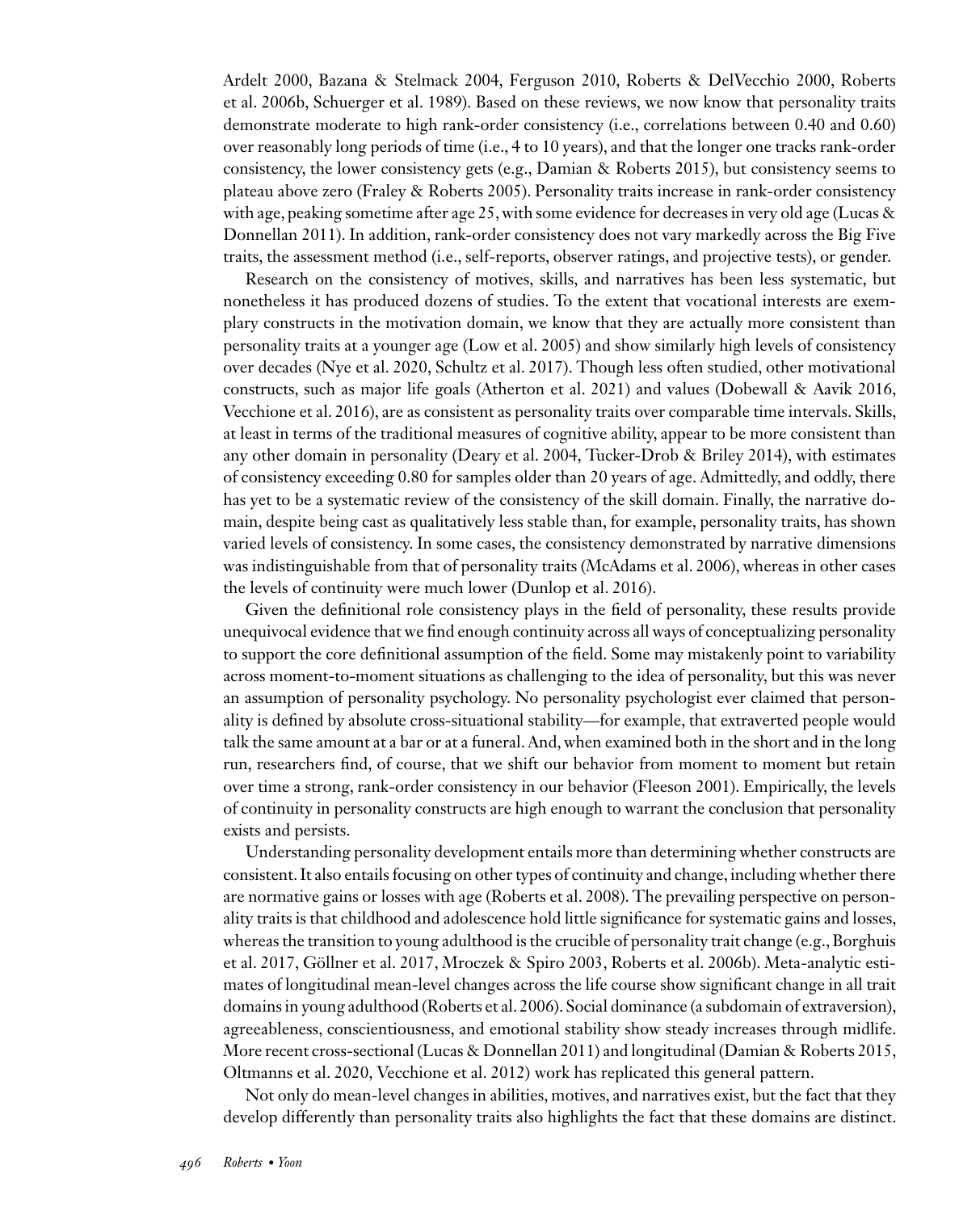Ardelt 2000, Bazana & Stelmack 2004, Ferguson 2010, Roberts & DelVecchio 2000, Roberts et al. 2006b, Schuerger et al. 1989). Based on these reviews, we now know that personality traits demonstrate moderate to high rank-order consistency (i.e., correlations between 0.40 and 0.60) over reasonably long periods of time (i.e., 4 to 10 years), and that the longer one tracks rank-order consistency, the lower consistency gets (e.g., Damian & Roberts 2015), but consistency seems to plateau above zero (Fraley & Roberts 2005). Personality traits increase in rank-order consistency with age, peaking sometime after age 25, with some evidence for decreases in very old age (Lucas & Donnellan 2011). In addition, rank-order consistency does not vary markedly across the Big Five traits, the assessment method (i.e., self-reports, observer ratings, and projective tests), or gender.

Research on the consistency of motives, skills, and narratives has been less systematic, but nonetheless it has produced dozens of studies. To the extent that vocational interests are exemplary constructs in the motivation domain, we know that they are actually more consistent than personality traits at a younger age (Low et al. 2005) and show similarly high levels of consistency over decades (Nye et al. 2020, Schultz et al. 2017). Though less often studied, other motivational constructs, such as major life goals (Atherton et al. 2021) and values (Dobewall & Aavik 2016, Vecchione et al. 2016), are as consistent as personality traits over comparable time intervals. Skills, at least in terms of the traditional measures of cognitive ability, appear to be more consistent than any other domain in personality (Deary et al. 2004, Tucker-Drob & Briley 2014), with estimates of consistency exceeding 0.80 for samples older than 20 years of age. Admittedly, and oddly, there has yet to be a systematic review of the consistency of the skill domain. Finally, the narrative domain, despite being cast as qualitatively less stable than, for example, personality traits, has shown varied levels of consistency. In some cases, the consistency demonstrated by narrative dimensions was indistinguishable from that of personality traits (McAdams et al. 2006), whereas in other cases the levels of continuity were much lower (Dunlop et al. 2016).

Given the definitional role consistency plays in the field of personality, these results provide unequivocal evidence that we find enough continuity across all ways of conceptualizing personality to support the core definitional assumption of the field. Some may mistakenly point to variability across moment-to-moment situations as challenging to the idea of personality, but this was never an assumption of personality psychology. No personality psychologist ever claimed that personality is defined by absolute cross-situational stability—for example, that extraverted people would talk the same amount at a bar or at a funeral. And, when examined both in the short and in the long run, researchers find, of course, that we shift our behavior from moment to moment but retain over time a strong, rank-order consistency in our behavior (Fleeson 2001). Empirically, the levels of continuity in personality constructs are high enough to warrant the conclusion that personality exists and persists.

Understanding personality development entails more than determining whether constructs are consistent. It also entails focusing on other types of continuity and change, including whether there are normative gains or losses with age (Roberts et al. 2008). The prevailing perspective on personality traits is that childhood and adolescence hold little significance for systematic gains and losses, whereas the transition to young adulthood is the crucible of personality trait change (e.g., Borghuis et al. 2017, Göllner et al. 2017, Mroczek & Spiro 2003, Roberts et al. 2006b). Meta-analytic estimates of longitudinal mean-level changes across the life course show significant change in all trait domains in young adulthood (Roberts et al. 2006). Social dominance (a subdomain of extraversion), agreeableness, conscientiousness, and emotional stability show steady increases through midlife. More recent cross-sectional (Lucas & Donnellan 2011) and longitudinal (Damian & Roberts 2015, Oltmanns et al. 2020, Vecchione et al. 2012) work has replicated this general pattern.

Not only do mean-level changes in abilities, motives, and narratives exist, but the fact that they develop differently than personality traits also highlights the fact that these domains are distinct.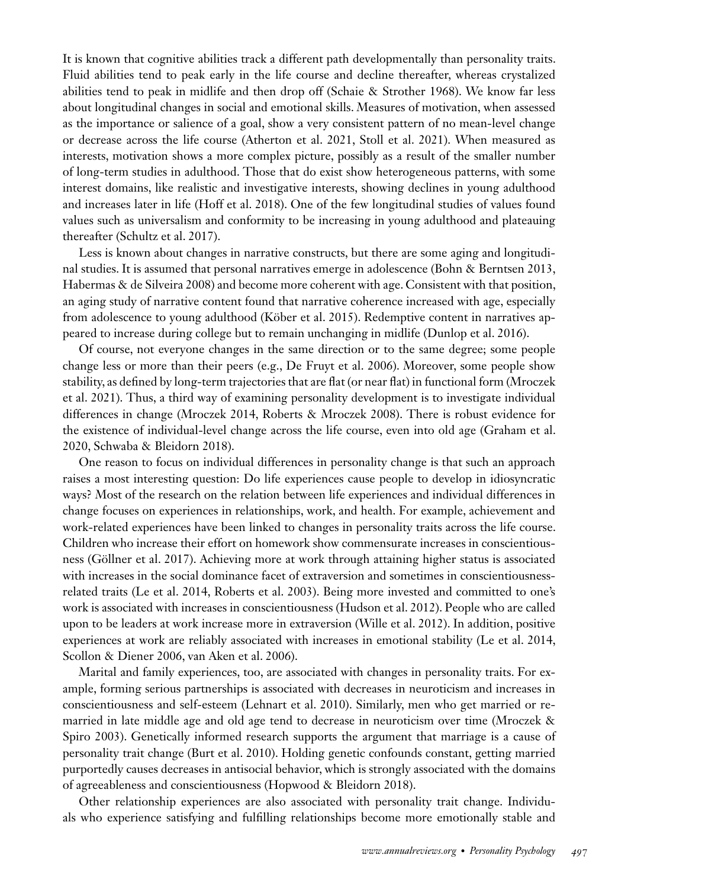It is known that cognitive abilities track a different path developmentally than personality traits. Fluid abilities tend to peak early in the life course and decline thereafter, whereas crystalized abilities tend to peak in midlife and then drop off (Schaie & Strother 1968). We know far less about longitudinal changes in social and emotional skills. Measures of motivation, when assessed as the importance or salience of a goal, show a very consistent pattern of no mean-level change or decrease across the life course (Atherton et al. 2021, Stoll et al. 2021). When measured as interests, motivation shows a more complex picture, possibly as a result of the smaller number of long-term studies in adulthood. Those that do exist show heterogeneous patterns, with some interest domains, like realistic and investigative interests, showing declines in young adulthood and increases later in life (Hoff et al. 2018). One of the few longitudinal studies of values found values such as universalism and conformity to be increasing in young adulthood and plateauing thereafter (Schultz et al. 2017).

Less is known about changes in narrative constructs, but there are some aging and longitudinal studies. It is assumed that personal narratives emerge in adolescence (Bohn & Berntsen 2013, Habermas & de Silveira 2008) and become more coherent with age. Consistent with that position, an aging study of narrative content found that narrative coherence increased with age, especially from adolescence to young adulthood (Köber et al. 2015). Redemptive content in narratives appeared to increase during college but to remain unchanging in midlife (Dunlop et al. 2016).

Of course, not everyone changes in the same direction or to the same degree; some people change less or more than their peers (e.g., De Fruyt et al. 2006). Moreover, some people show stability, as defined by long-term trajectories that are flat (or near flat) in functional form (Mroczek et al. 2021). Thus, a third way of examining personality development is to investigate individual differences in change (Mroczek 2014, Roberts & Mroczek 2008). There is robust evidence for the existence of individual-level change across the life course, even into old age (Graham et al. 2020, Schwaba & Bleidorn 2018).

One reason to focus on individual differences in personality change is that such an approach raises a most interesting question: Do life experiences cause people to develop in idiosyncratic ways? Most of the research on the relation between life experiences and individual differences in change focuses on experiences in relationships, work, and health. For example, achievement and work-related experiences have been linked to changes in personality traits across the life course. Children who increase their effort on homework show commensurate increases in conscientiousness (Göllner et al. 2017). Achieving more at work through attaining higher status is associated with increases in the social dominance facet of extraversion and sometimes in conscientiousness-related traits (Le et al. 2014, Roberts et al. 2003). Being more invested and committed to one's work is associated with increases in conscientiousness (Hudson et al. 2012). People who are called upon to be leaders at work increase more in extraversion (Wille et al. 2012). In addition, positive experiences at work are reliably associated with increases in emotional stability (Le et al. 2014, Scollon & Diener 2006, van Aken et al. 2006).

Marital and family experiences, too, are associated with changes in personality traits. For example, forming serious partnerships is associated with decreases in neuroticism and increases in conscientiousness and self-esteem (Lehnart et al. 2010). Similarly, men who get married or remarried in late middle age and old age tend to decrease in neuroticism over time (Mroczek & Spiro 2003). Genetically informed research supports the argument that marriage is a cause of personality trait change (Burt et al. 2010). Holding genetic confounds constant, getting married purportedly causes decreases in antisocial behavior, which is strongly associated with the domains of agreeableness and conscientiousness (Hopwood & Bleidorn 2018).

Other relationship experiences are also associated with personality trait change. Individuals who experience satisfying and fulfilling relationships become more emotionally stable and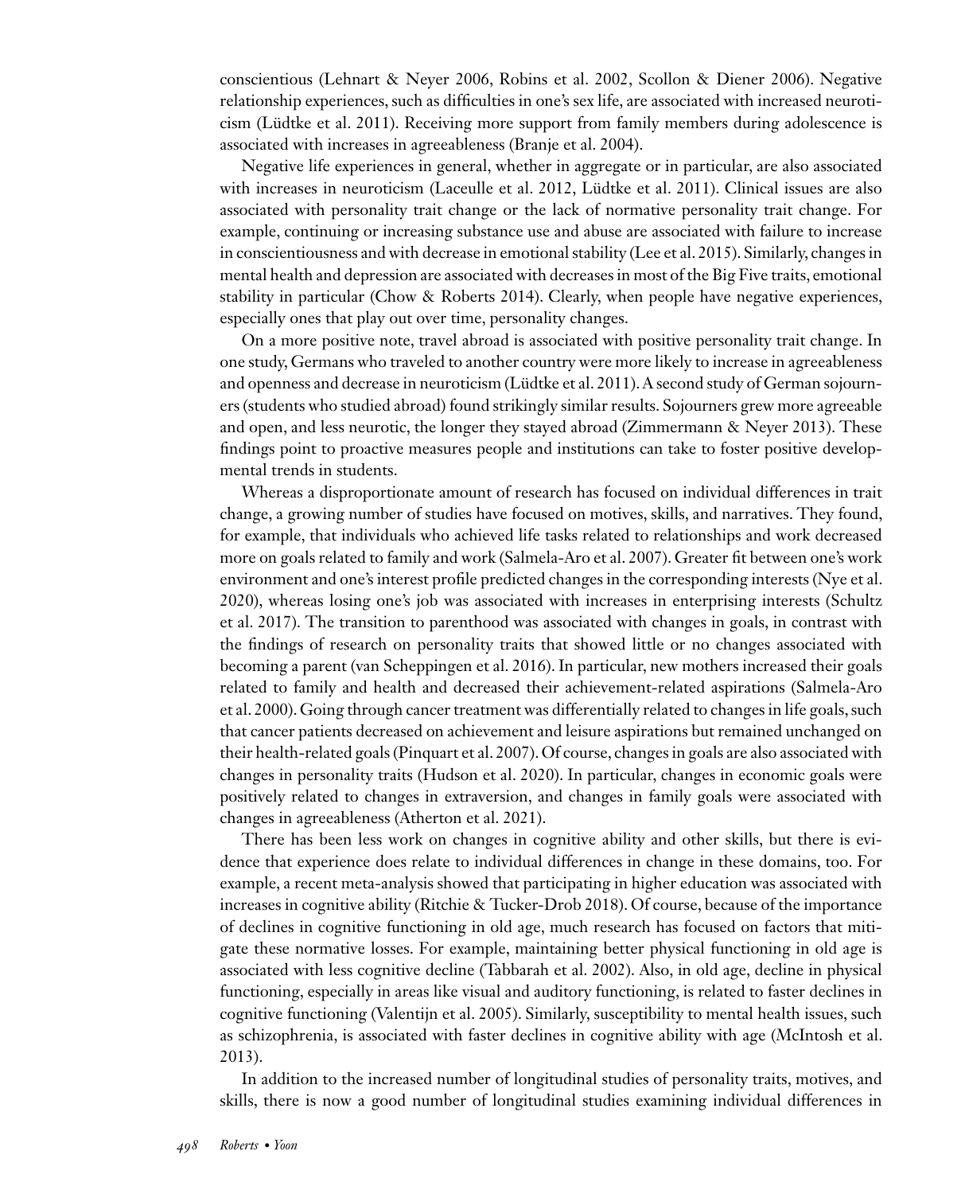conscientious (Lehnart & Neyer 2006, Robins et al. 2002, Scollon & Diener 2006). Negative relationship experiences, such as difficulties in one's sex life, are associated with increased neuroticism (Lüdtke et al. 2011). Receiving more support from family members during adolescence is associated with increases in agreeableness (Branje et al. 2004).

Negative life experiences in general, whether in aggregate or in particular, are also associated with increases in neuroticism (Laceulle et al. 2012, Lüdtke et al. 2011). Clinical issues are also associated with personality trait change or the lack of normative personality trait change. For example, continuing or increasing substance use and abuse are associated with failure to increase in conscientiousness and with decrease in emotional stability (Lee et al. 2015). Similarly, changes in mental health and depression are associated with decreases in most of the Big Five traits, emotional stability in particular (Chow & Roberts 2014). Clearly, when people have negative experiences, especially ones that play out over time, personality changes.

On a more positive note, travel abroad is associated with positive personality trait change. In one study, Germans who traveled to another country were more likely to increase in agreeableness and openness and decrease in neuroticism (Lüdtke et al. 2011). A second study of German sojourners (students who studied abroad) found strikingly similar results. Sojourners grew more agreeable and open, and less neurotic, the longer they stayed abroad (Zimmermann & Neyer 2013). These findings point to proactive measures people and institutions can take to foster positive developmental trends in students.

Whereas a disproportionate amount of research has focused on individual differences in trait change, a growing number of studies have focused on motives, skills, and narratives. They found, for example, that individuals who achieved life tasks related to relationships and work decreased more on goals related to family and work (Salmela-Aro et al. 2007). Greater fit between one's work environment and one's interest profile predicted changes in the corresponding interests (Nye et al. 2020), whereas losing one's job was associated with increases in enterprising interests (Schultz et al. 2017). The transition to parenthood was associated with changes in goals, in contrast with the findings of research on personality traits that showed little or no changes associated with becoming a parent (van Scheppingen et al. 2016). In particular, new mothers increased their goals related to family and health and decreased their achievement-related aspirations (Salmela-Aro et al. 2000). Going through cancer treatment was differentially related to changes in life goals, such that cancer patients decreased on achievement and leisure aspirations but remained unchanged on their health-related goals (Pinquart et al. 2007). Of course, changes in goals are also associated with changes in personality traits (Hudson et al. 2020). In particular, changes in economic goals were positively related to changes in extraversion, and changes in family goals were associated with changes in agreeableness (Atherton et al. 2021).

There has been less work on changes in cognitive ability and other skills, but there is evidence that experience does relate to individual differences in change in these domains, too. For example, a recent meta-analysis showed that participating in higher education was associated with increases in cognitive ability (Ritchie & Tucker-Drob 2018). Of course, because of the importance of declines in cognitive functioning in old age, much research has focused on factors that mitigate these normative losses. For example, maintaining better physical functioning in old age is associated with less cognitive decline (Tabbarah et al. 2002). Also, in old age, decline in physical functioning, especially in areas like visual and auditory functioning, is related to faster declines in cognitive functioning (Valentijn et al. 2005). Similarly, susceptibility to mental health issues, such as schizophrenia, is associated with faster declines in cognitive ability with age (McIntosh et al. 2013).

In addition to the increased number of longitudinal studies of personality traits, motives, and skills, there is now a good number of longitudinal studies examining individual differences in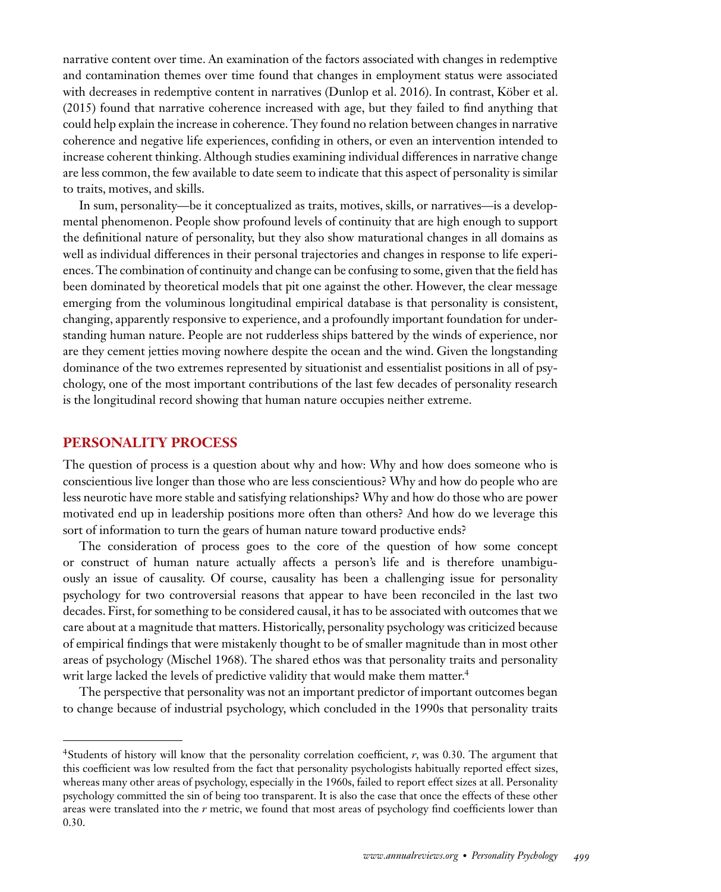narrative content over time. An examination of the factors associated with changes in redemptive and contamination themes over time found that changes in employment status were associated with decreases in redemptive content in narratives (Dunlop et al. 2016). In contrast, Köber et al. (2015) found that narrative coherence increased with age, but they failed to find anything that could help explain the increase in coherence. They found no relation between changes in narrative coherence and negative life experiences, confiding in others, or even an intervention intended to increase coherent thinking. Although studies examining individual differences in narrative change are less common, the few available to date seem to indicate that this aspect of personality is similar to traits, motives, and skills.

In sum, personality—be it conceptualized as traits, motives, skills, or narratives—is a developmental phenomenon. People show profound levels of continuity that are high enough to support the definitional nature of personality, but they also show maturational changes in all domains as well as individual differences in their personal trajectories and changes in response to life experiences. The combination of continuity and change can be confusing to some, given that the field has been dominated by theoretical models that pit one against the other. However, the clear message emerging from the voluminous longitudinal empirical database is that personality is consistent, changing, apparently responsive to experience, and a profoundly important foundation for understanding human nature. People are not rudderless ships battered by the winds of experience, nor are they cement jetties moving nowhere despite the ocean and the wind. Given the longstanding dominance of the two extremes represented by situationist and essentialist positions in all of psychology, one of the most important contributions of the last few decades of personality research is the longitudinal record showing that human nature occupies neither extreme.

## PERSONALITY PROCESS

The question of process is a question about why and how: Why and how does someone who is conscientious live longer than those who are less conscientious? Why and how do people who are less neurotic have more stable and satisfying relationships? Why and how do those who are power motivated end up in leadership positions more often than others? And how do we leverage this sort of information to turn the gears of human nature toward productive ends?

The consideration of process goes to the core of the question of how some concept or construct of human nature actually affects a person's life and is therefore unambiguously an issue of causality. Of course, causality has been a challenging issue for personality psychology for two controversial reasons that appear to have been reconciled in the last two decades. First, for something to be considered causal, it has to be associated with outcomes that we care about at a magnitude that matters. Historically, personality psychology was criticized because of empirical findings that were mistakenly thought to be of smaller magnitude than in most other areas of psychology (Mischel 1968). The shared ethos was that personality traits and personality writ large lacked the levels of predictive validity that would make them matter.[4]

The perspective that personality was not an important predictor of important outcomes began to change because of industrial psychology, which concluded in the 1990s that personality traits

---

[4]Students of history will know that the personality correlation coefficient, $r$, was 0.30. The argument that this coefficient was low resulted from the fact that personality psychologists habitually reported effect sizes, whereas many other areas of psychology, especially in the 1960s, failed to report effect sizes at all. Personality psychology committed the sin of being too transparent. It is also the case that once the effects of these other areas were translated into the $r$ metric, we found that most areas of psychology find coefficients lower than 0.30.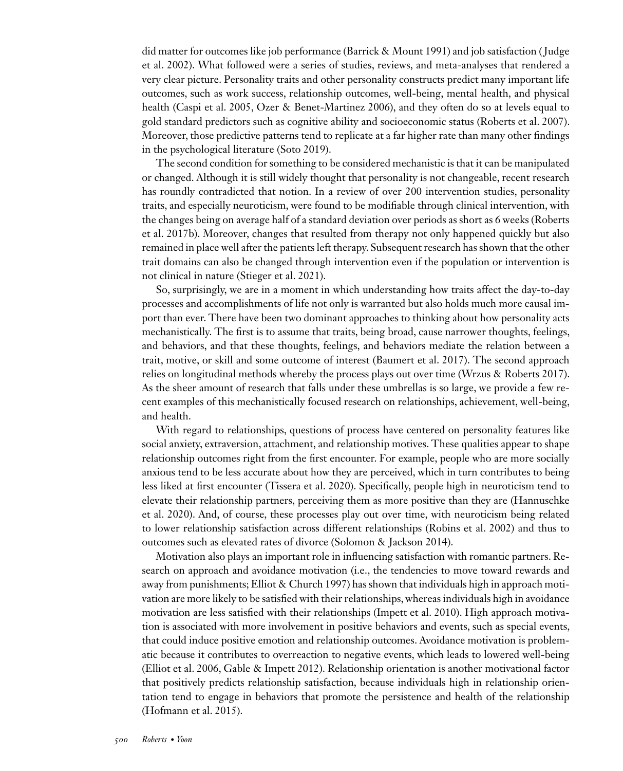did matter for outcomes like job performance (Barrick & Mount 1991) and job satisfaction (Judge et al. 2002). What followed were a series of studies, reviews, and meta-analyses that rendered a very clear picture. Personality traits and other personality constructs predict many important life outcomes, such as work success, relationship outcomes, well-being, mental health, and physical health (Caspi et al. 2005, Ozer & Benet-Martinez 2006), and they often do so at levels equal to gold standard predictors such as cognitive ability and socioeconomic status (Roberts et al. 2007). Moreover, those predictive patterns tend to replicate at a far higher rate than many other findings in the psychological literature (Soto 2019).

The second condition for something to be considered mechanistic is that it can be manipulated or changed. Although it is still widely thought that personality is not changeable, recent research has roundly contradicted that notion. In a review of over 200 intervention studies, personality traits, and especially neuroticism, were found to be modifiable through clinical intervention, with the changes being on average half of a standard deviation over periods as short as 6 weeks (Roberts et al. 2017b). Moreover, changes that resulted from therapy not only happened quickly but also remained in place well after the patients left therapy. Subsequent research has shown that the other trait domains can also be changed through intervention even if the population or intervention is not clinical in nature (Stieger et al. 2021).

So, surprisingly, we are in a moment in which understanding how traits affect the day-to-day processes and accomplishments of life not only is warranted but also holds much more causal import than ever. There have been two dominant approaches to thinking about how personality acts mechanistically. The first is to assume that traits, being broad, cause narrower thoughts, feelings, and behaviors, and that these thoughts, feelings, and behaviors mediate the relation between a trait, motive, or skill and some outcome of interest (Baumert et al. 2017). The second approach relies on longitudinal methods whereby the process plays out over time (Wrzus & Roberts 2017). As the sheer amount of research that falls under these umbrellas is so large, we provide a few recent examples of this mechanistically focused research on relationships, achievement, well-being, and health.

With regard to relationships, questions of process have centered on personality features like social anxiety, extraversion, attachment, and relationship motives. These qualities appear to shape relationship outcomes right from the first encounter. For example, people who are more socially anxious tend to be less accurate about how they are perceived, which in turn contributes to being less liked at first encounter (Tissera et al. 2020). Specifically, people high in neuroticism tend to elevate their relationship partners, perceiving them as more positive than they are (Hannuschke et al. 2020). And, of course, these processes play out over time, with neuroticism being related to lower relationship satisfaction across different relationships (Robins et al. 2002) and thus to outcomes such as elevated rates of divorce (Solomon & Jackson 2014).

Motivation also plays an important role in influencing satisfaction with romantic partners. Research on approach and avoidance motivation (i.e., the tendencies to move toward rewards and away from punishments; Elliot & Church 1997) has shown that individuals high in approach motivation are more likely to be satisfied with their relationships, whereas individuals high in avoidance motivation are less satisfied with their relationships (Impett et al. 2010). High approach motivation is associated with more involvement in positive behaviors and events, such as special events, that could induce positive emotion and relationship outcomes. Avoidance motivation is problematic because it contributes to overreaction to negative events, which leads to lowered well-being (Elliot et al. 2006, Gable & Impett 2012). Relationship orientation is another motivational factor that positively predicts relationship satisfaction, because individuals high in relationship orientation tend to engage in behaviors that promote the persistence and health of the relationship (Hofmann et al. 2015).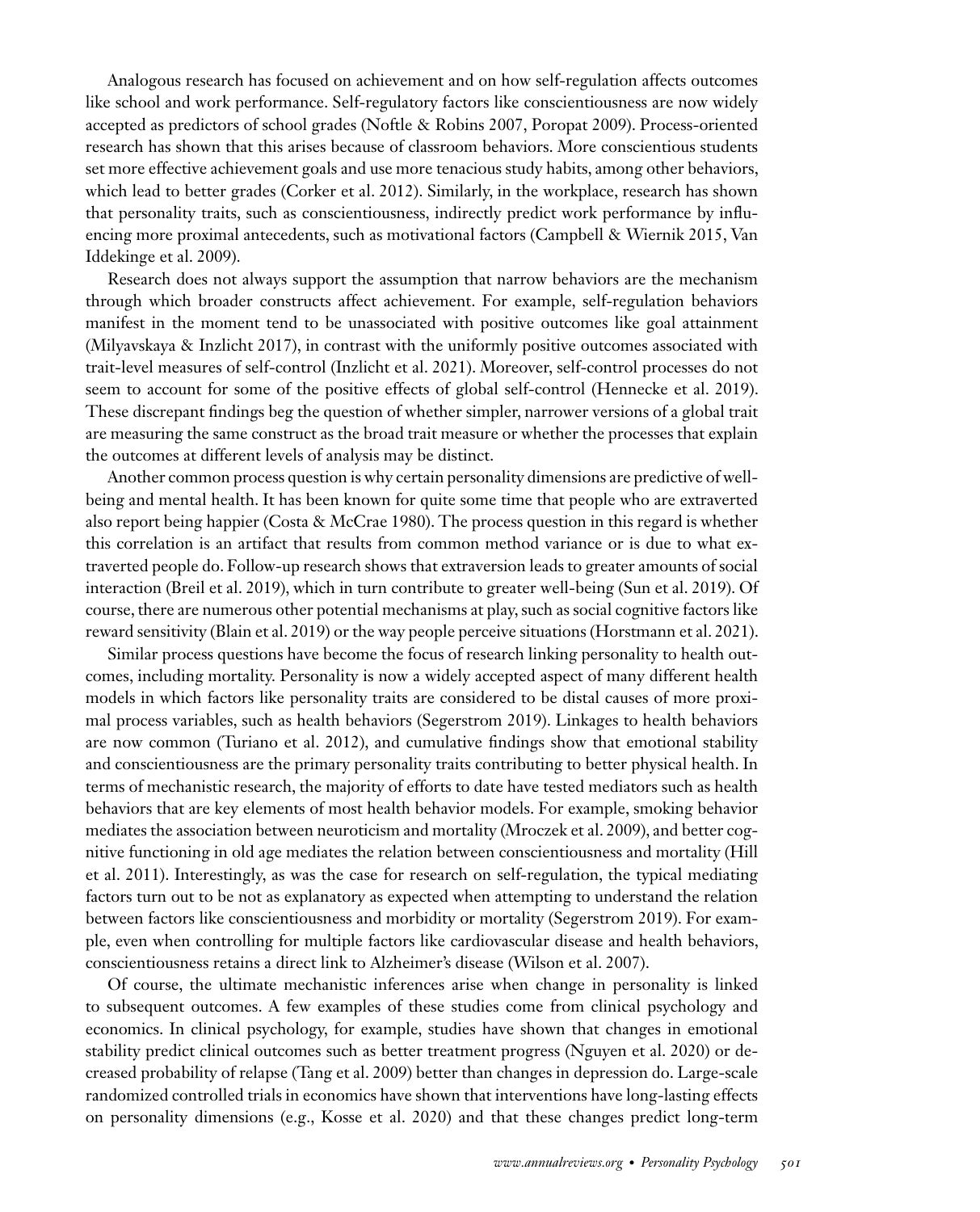Analogous research has focused on achievement and on how self-regulation affects outcomes like school and work performance. Self-regulatory factors like conscientiousness are now widely accepted as predictors of school grades (Noftle & Robins 2007, Poropat 2009). Process-oriented research has shown that this arises because of classroom behaviors. More conscientious students set more effective achievement goals and use more tenacious study habits, among other behaviors, which lead to better grades (Corker et al. 2012). Similarly, in the workplace, research has shown that personality traits, such as conscientiousness, indirectly predict work performance by influencing more proximal antecedents, such as motivational factors (Campbell & Wiernik 2015, Van Iddekinge et al. 2009).

Research does not always support the assumption that narrow behaviors are the mechanism through which broader constructs affect achievement. For example, self-regulation behaviors manifest in the moment tend to be unassociated with positive outcomes like goal attainment (Milyavskaya & Inzlicht 2017), in contrast with the uniformly positive outcomes associated with trait-level measures of self-control (Inzlicht et al. 2021). Moreover, self-control processes do not seem to account for some of the positive effects of global self-control (Hennecke et al. 2019). These discrepant findings beg the question of whether simpler, narrower versions of a global trait are measuring the same construct as the broad trait measure or whether the processes that explain the outcomes at different levels of analysis may be distinct.

Another common process question is why certain personality dimensions are predictive of well-being and mental health. It has been known for quite some time that people who are extraverted also report being happier (Costa & McCrae 1980). The process question in this regard is whether this correlation is an artifact that results from common method variance or is due to what extraverted people do. Follow-up research shows that extraversion leads to greater amounts of social interaction (Breil et al. 2019), which in turn contribute to greater well-being (Sun et al. 2019). Of course, there are numerous other potential mechanisms at play, such as social cognitive factors like reward sensitivity (Blain et al. 2019) or the way people perceive situations (Horstmann et al. 2021).

Similar process questions have become the focus of research linking personality to health outcomes, including mortality. Personality is now a widely accepted aspect of many different health models in which factors like personality traits are considered to be distal causes of more proximal process variables, such as health behaviors (Segerstrom 2019). Linkages to health behaviors are now common (Turiano et al. 2012), and cumulative findings show that emotional stability and conscientiousness are the primary personality traits contributing to better physical health. In terms of mechanistic research, the majority of efforts to date have tested mediators such as health behaviors that are key elements of most health behavior models. For example, smoking behavior mediates the association between neuroticism and mortality (Mroczek et al. 2009), and better cognitive functioning in old age mediates the relation between conscientiousness and mortality (Hill et al. 2011). Interestingly, as was the case for research on self-regulation, the typical mediating factors turn out to be not as explanatory as expected when attempting to understand the relation between factors like conscientiousness and morbidity or mortality (Segerstrom 2019). For example, even when controlling for multiple factors like cardiovascular disease and health behaviors, conscientiousness retains a direct link to Alzheimer's disease (Wilson et al. 2007).

Of course, the ultimate mechanistic inferences arise when change in personality is linked to subsequent outcomes. A few examples of these studies come from clinical psychology and economics. In clinical psychology, for example, studies have shown that changes in emotional stability predict clinical outcomes such as better treatment progress (Nguyen et al. 2020) or decreased probability of relapse (Tang et al. 2009) better than changes in depression do. Large-scale randomized controlled trials in economics have shown that interventions have long-lasting effects on personality dimensions (e.g., Kosse et al. 2020) and that these changes predict long-term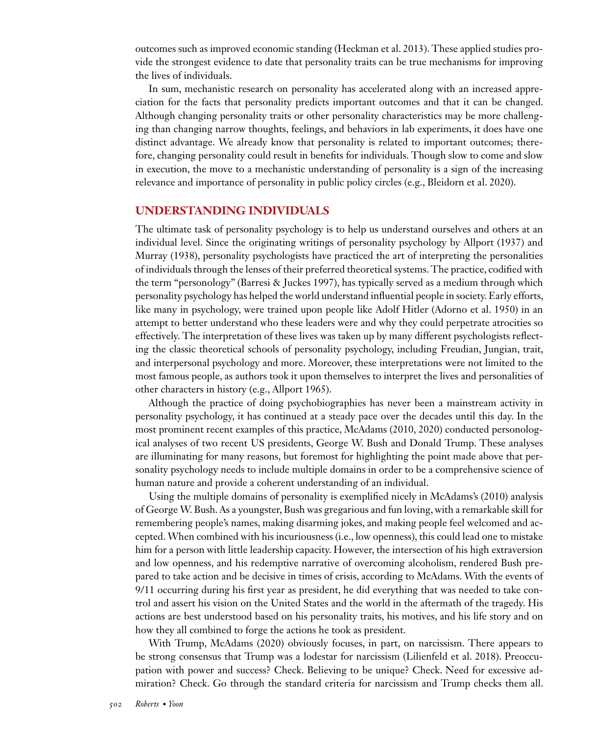outcomes such as improved economic standing (Heckman et al. 2013). These applied studies provide the strongest evidence to date that personality traits can be true mechanisms for improving the lives of individuals.

In sum, mechanistic research on personality has accelerated along with an increased appreciation for the facts that personality predicts important outcomes and that it can be changed. Although changing personality traits or other personality characteristics may be more challenging than changing narrow thoughts, feelings, and behaviors in lab experiments, it does have one distinct advantage. We already know that personality is related to important outcomes; therefore, changing personality could result in benefits for individuals. Though slow to come and slow in execution, the move to a mechanistic understanding of personality is a sign of the increasing relevance and importance of personality in public policy circles (e.g., Bleidorn et al. 2020).

## UNDERSTANDING INDIVIDUALS

The ultimate task of personality psychology is to help us understand ourselves and others at an individual level. Since the originating writings of personality psychology by Allport (1937) and Murray (1938), personality psychologists have practiced the art of interpreting the personalities of individuals through the lenses of their preferred theoretical systems. The practice, codified with the term "personology" (Barresi & Juckes 1997), has typically served as a medium through which personality psychology has helped the world understand influential people in society. Early efforts, like many in psychology, were trained upon people like Adolf Hitler (Adorno et al. 1950) in an attempt to better understand who these leaders were and why they could perpetrate atrocities so effectively. The interpretation of these lives was taken up by many different psychologists reflecting the classic theoretical schools of personality psychology, including Freudian, Jungian, trait, and interpersonal psychology and more. Moreover, these interpretations were not limited to the most famous people, as authors took it upon themselves to interpret the lives and personalities of other characters in history (e.g., Allport 1965).

Although the practice of doing psychobiographies has never been a mainstream activity in personality psychology, it has continued at a steady pace over the decades until this day. In the most prominent recent examples of this practice, McAdams (2010, 2020) conducted personological analyses of two recent US presidents, George W. Bush and Donald Trump. These analyses are illuminating for many reasons, but foremost for highlighting the point made above that personality psychology needs to include multiple domains in order to be a comprehensive science of human nature and provide a coherent understanding of an individual.

Using the multiple domains of personality is exemplified nicely in McAdams's (2010) analysis of George W. Bush. As a youngster, Bush was gregarious and fun loving, with a remarkable skill for remembering people's names, making disarming jokes, and making people feel welcomed and accepted. When combined with his incuriousness (i.e., low openness), this could lead one to mistake him for a person with little leadership capacity. However, the intersection of his high extraversion and low openness, and his redemptive narrative of overcoming alcoholism, rendered Bush prepared to take action and be decisive in times of crisis, according to McAdams. With the events of 9/11 occurring during his first year as president, he did everything that was needed to take control and assert his vision on the United States and the world in the aftermath of the tragedy. His actions are best understood based on his personality traits, his motives, and his life story and on how they all combined to forge the actions he took as president.

With Trump, McAdams (2020) obviously focuses, in part, on narcissism. There appears to be strong consensus that Trump was a lodestar for narcissism (Lilienfeld et al. 2018). Preoccupation with power and success? Check. Believing to be unique? Check. Need for excessive admiration? Check. Go through the standard criteria for narcissism and Trump checks them all.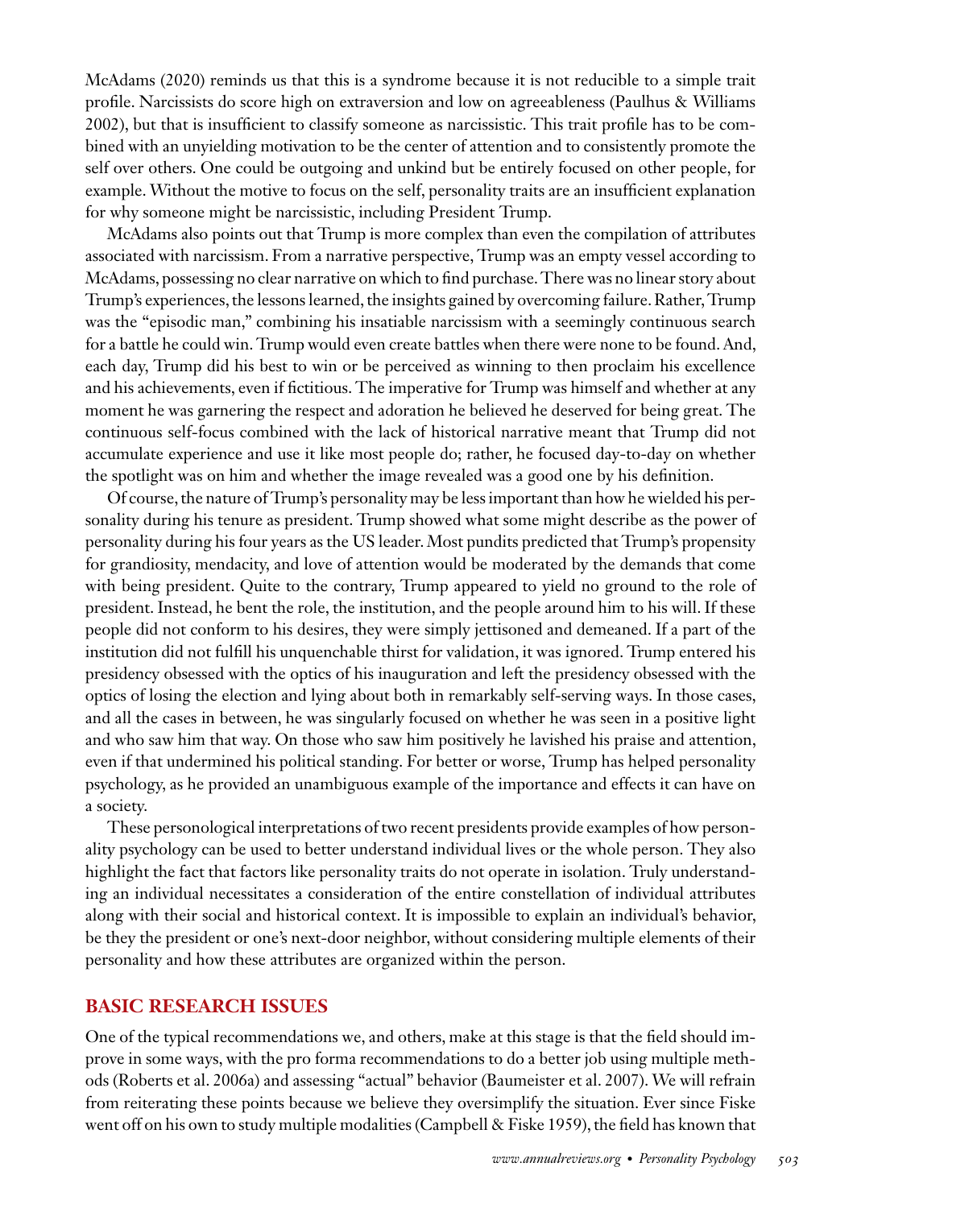McAdams (2020) reminds us that this is a syndrome because it is not reducible to a simple trait profile. Narcissists do score high on extraversion and low on agreeableness (Paulhus & Williams 2002), but that is insufficient to classify someone as narcissistic. This trait profile has to be combined with an unyielding motivation to be the center of attention and to consistently promote the self over others. One could be outgoing and unkind but be entirely focused on other people, for example. Without the motive to focus on the self, personality traits are an insufficient explanation for why someone might be narcissistic, including President Trump.

McAdams also points out that Trump is more complex than even the compilation of attributes associated with narcissism. From a narrative perspective, Trump was an empty vessel according to McAdams, possessing no clear narrative on which to find purchase. There was no linear story about Trump's experiences, the lessons learned, the insights gained by overcoming failure. Rather, Trump was the "episodic man," combining his insatiable narcissism with a seemingly continuous search for a battle he could win. Trump would even create battles when there were none to be found. And, each day, Trump did his best to win or be perceived as winning to then proclaim his excellence and his achievements, even if fictitious. The imperative for Trump was himself and whether at any moment he was garnering the respect and adoration he believed he deserved for being great. The continuous self-focus combined with the lack of historical narrative meant that Trump did not accumulate experience and use it like most people do; rather, he focused day-to-day on whether the spotlight was on him and whether the image revealed was a good one by his definition.

Of course, the nature of Trump's personality may be less important than how he wielded his personality during his tenure as president. Trump showed what some might describe as the power of personality during his four years as the US leader. Most pundits predicted that Trump's propensity for grandiosity, mendacity, and love of attention would be moderated by the demands that come with being president. Quite to the contrary, Trump appeared to yield no ground to the role of president. Instead, he bent the role, the institution, and the people around him to his will. If these people did not conform to his desires, they were simply jettisoned and demeaned. If a part of the institution did not fulfill his unquenchable thirst for validation, it was ignored. Trump entered his presidency obsessed with the optics of his inauguration and left the presidency obsessed with the optics of losing the election and lying about both in remarkably self-serving ways. In those cases, and all the cases in between, he was singularly focused on whether he was seen in a positive light and who saw him that way. On those who saw him positively he lavished his praise and attention, even if that undermined his political standing. For better or worse, Trump has helped personality psychology, as he provided an unambiguous example of the importance and effects it can have on a society.

These personological interpretations of two recent presidents provide examples of how personality psychology can be used to better understand individual lives or the whole person. They also highlight the fact that factors like personality traits do not operate in isolation. Truly understanding an individual necessitates a consideration of the entire constellation of individual attributes along with their social and historical context. It is impossible to explain an individual's behavior, be they the president or one's next-door neighbor, without considering multiple elements of their personality and how these attributes are organized within the person.

## BASIC RESEARCH ISSUES

One of the typical recommendations we, and others, make at this stage is that the field should improve in some ways, with the pro forma recommendations to do a better job using multiple methods (Roberts et al. 2006a) and assessing "actual" behavior (Baumeister et al. 2007). We will refrain from reiterating these points because we believe they oversimplify the situation. Ever since Fiske went off on his own to study multiple modalities (Campbell & Fiske 1959), the field has known that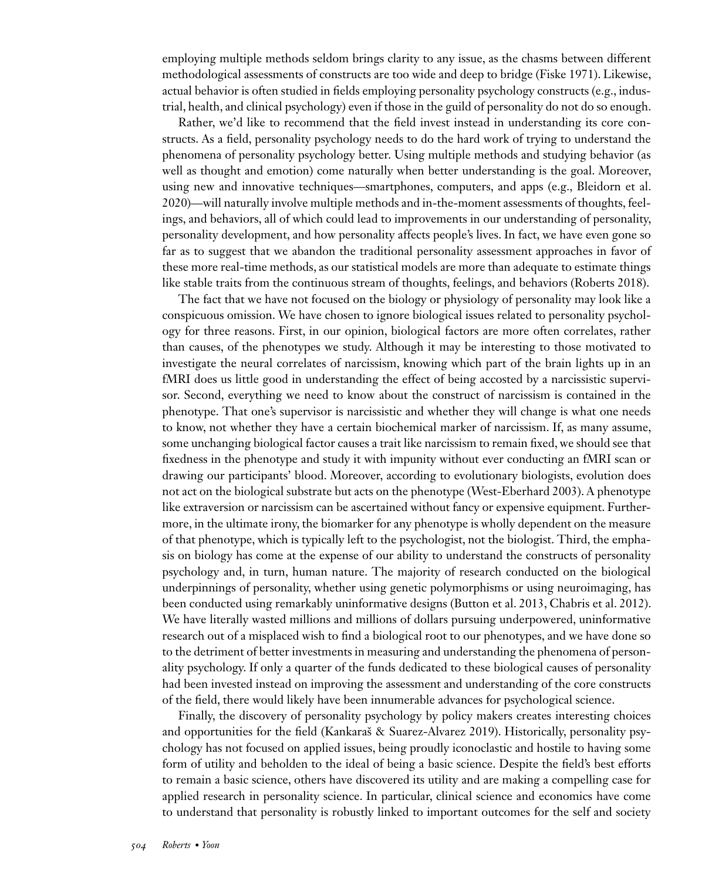employing multiple methods seldom brings clarity to any issue, as the chasms between different methodological assessments of constructs are too wide and deep to bridge (Fiske 1971). Likewise, actual behavior is often studied in fields employing personality psychology constructs (e.g., industrial, health, and clinical psychology) even if those in the guild of personality do not do so enough.

Rather, we'd like to recommend that the field invest instead in understanding its core constructs. As a field, personality psychology needs to do the hard work of trying to understand the phenomena of personality psychology better. Using multiple methods and studying behavior (as well as thought and emotion) come naturally when better understanding is the goal. Moreover, using new and innovative techniques—smartphones, computers, and apps (e.g., Bleidorn et al. 2020)—will naturally involve multiple methods and in-the-moment assessments of thoughts, feelings, and behaviors, all of which could lead to improvements in our understanding of personality, personality development, and how personality affects people's lives. In fact, we have even gone so far as to suggest that we abandon the traditional personality assessment approaches in favor of these more real-time methods, as our statistical models are more than adequate to estimate things like stable traits from the continuous stream of thoughts, feelings, and behaviors (Roberts 2018).

The fact that we have not focused on the biology or physiology of personality may look like a conspicuous omission. We have chosen to ignore biological issues related to personality psychology for three reasons. First, in our opinion, biological factors are more often correlates, rather than causes, of the phenotypes we study. Although it may be interesting to those motivated to investigate the neural correlates of narcissism, knowing which part of the brain lights up in an fMRI does us little good in understanding the effect of being accosted by a narcissistic supervisor. Second, everything we need to know about the construct of narcissism is contained in the phenotype. That one's supervisor is narcissistic and whether they will change is what one needs to know, not whether they have a certain biochemical marker of narcissism. If, as many assume, some unchanging biological factor causes a trait like narcissism to remain fixed, we should see that fixedness in the phenotype and study it with impunity without ever conducting an fMRI scan or drawing our participants' blood. Moreover, according to evolutionary biologists, evolution does not act on the biological substrate but acts on the phenotype (West-Eberhard 2003). A phenotype like extraversion or narcissism can be ascertained without fancy or expensive equipment. Furthermore, in the ultimate irony, the biomarker for any phenotype is wholly dependent on the measure of that phenotype, which is typically left to the psychologist, not the biologist. Third, the emphasis on biology has come at the expense of our ability to understand the constructs of personality psychology and, in turn, human nature. The majority of research conducted on the biological underpinnings of personality, whether using genetic polymorphisms or using neuroimaging, has been conducted using remarkably uninformative designs (Button et al. 2013, Chabris et al. 2012). We have literally wasted millions and millions of dollars pursuing underpowered, uninformative research out of a misplaced wish to find a biological root to our phenotypes, and we have done so to the detriment of better investments in measuring and understanding the phenomena of personality psychology. If only a quarter of the funds dedicated to these biological causes of personality had been invested instead on improving the assessment and understanding of the core constructs of the field, there would likely have been innumerable advances for psychological science.

Finally, the discovery of personality psychology by policy makers creates interesting choices and opportunities for the field (Kankaraš & Suarez-Alvarez 2019). Historically, personality psychology has not focused on applied issues, being proudly iconoclastic and hostile to having some form of utility and beholden to the ideal of being a basic science. Despite the field's best efforts to remain a basic science, others have discovered its utility and are making a compelling case for applied research in personality science. In particular, clinical science and economics have come to understand that personality is robustly linked to important outcomes for the self and society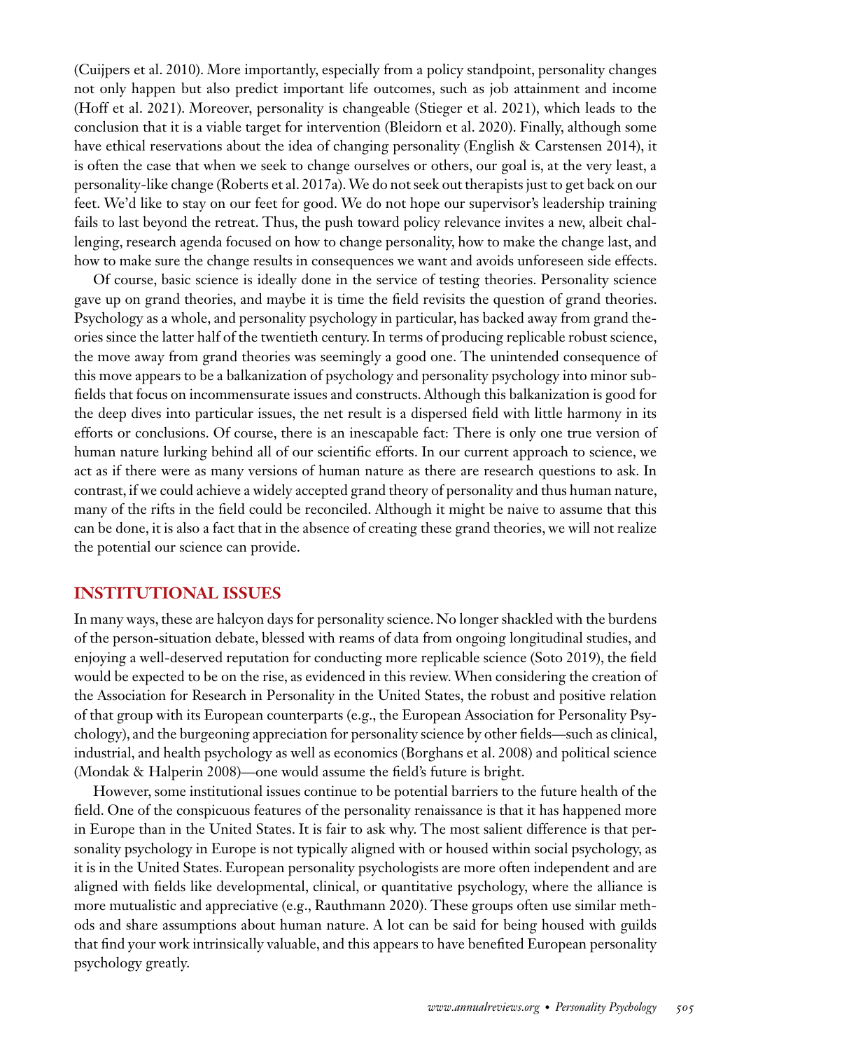(Cuijpers et al. 2010). More importantly, especially from a policy standpoint, personality changes not only happen but also predict important life outcomes, such as job attainment and income (Hoff et al. 2021). Moreover, personality is changeable (Stieger et al. 2021), which leads to the conclusion that it is a viable target for intervention (Bleidorn et al. 2020). Finally, although some have ethical reservations about the idea of changing personality (English & Carstensen 2014), it is often the case that when we seek to change ourselves or others, our goal is, at the very least, a personality-like change (Roberts et al. 2017a). We do not seek out therapists just to get back on our feet. We'd like to stay on our feet for good. We do not hope our supervisor's leadership training fails to last beyond the retreat. Thus, the push toward policy relevance invites a new, albeit challenging, research agenda focused on how to change personality, how to make the change last, and how to make sure the change results in consequences we want and avoids unforeseen side effects.

Of course, basic science is ideally done in the service of testing theories. Personality science gave up on grand theories, and maybe it is time the field revisits the question of grand theories. Psychology as a whole, and personality psychology in particular, has backed away from grand theories since the latter half of the twentieth century. In terms of producing replicable robust science, the move away from grand theories was seemingly a good one. The unintended consequence of this move appears to be a balkanization of psychology and personality psychology into minor subfields that focus on incommensurate issues and constructs. Although this balkanization is good for the deep dives into particular issues, the net result is a dispersed field with little harmony in its efforts or conclusions. Of course, there is an inescapable fact: There is only one true version of human nature lurking behind all of our scientific efforts. In our current approach to science, we act as if there were as many versions of human nature as there are research questions to ask. In contrast, if we could achieve a widely accepted grand theory of personality and thus human nature, many of the rifts in the field could be reconciled. Although it might be naive to assume that this can be done, it is also a fact that in the absence of creating these grand theories, we will not realize the potential our science can provide.

## INSTITUTIONAL ISSUES

In many ways, these are halcyon days for personality science. No longer shackled with the burdens of the person-situation debate, blessed with reams of data from ongoing longitudinal studies, and enjoying a well-deserved reputation for conducting more replicable science (Soto 2019), the field would be expected to be on the rise, as evidenced in this review. When considering the creation of the Association for Research in Personality in the United States, the robust and positive relation of that group with its European counterparts (e.g., the European Association for Personality Psychology), and the burgeoning appreciation for personality science by other fields—such as clinical, industrial, and health psychology as well as economics (Borghans et al. 2008) and political science (Mondak & Halperin 2008)—one would assume the field's future is bright.

However, some institutional issues continue to be potential barriers to the future health of the field. One of the conspicuous features of the personality renaissance is that it has happened more in Europe than in the United States. It is fair to ask why. The most salient difference is that personality psychology in Europe is not typically aligned with or housed within social psychology, as it is in the United States. European personality psychologists are more often independent and are aligned with fields like developmental, clinical, or quantitative psychology, where the alliance is more mutualistic and appreciative (e.g., Rauthmann 2020). These groups often use similar methods and share assumptions about human nature. A lot can be said for being housed with guilds that find your work intrinsically valuable, and this appears to have benefited European personality psychology greatly.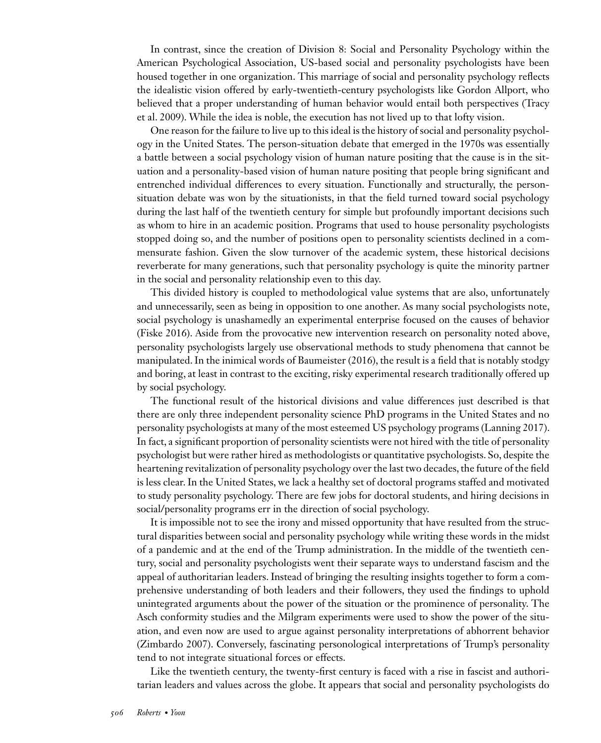In contrast, since the creation of Division 8: Social and Personality Psychology within the American Psychological Association, US-based social and personality psychologists have been housed together in one organization. This marriage of social and personality psychology reflects the idealistic vision offered by early-twentieth-century psychologists like Gordon Allport, who believed that a proper understanding of human behavior would entail both perspectives (Tracy et al. 2009). While the idea is noble, the execution has not lived up to that lofty vision.

One reason for the failure to live up to this ideal is the history of social and personality psychology in the United States. The person-situation debate that emerged in the 1970s was essentially a battle between a social psychology vision of human nature positing that the cause is in the situation and a personality-based vision of human nature positing that people bring significant and entrenched individual differences to every situation. Functionally and structurally, the person-situation debate was won by the situationists, in that the field turned toward social psychology during the last half of the twentieth century for simple but profoundly important decisions such as whom to hire in an academic position. Programs that used to house personality psychologists stopped doing so, and the number of positions open to personality scientists declined in a commensurate fashion. Given the slow turnover of the academic system, these historical decisions reverberate for many generations, such that personality psychology is quite the minority partner in the social and personality relationship even to this day.

This divided history is coupled to methodological value systems that are also, unfortunately and unnecessarily, seen as being in opposition to one another. As many social psychologists note, social psychology is unashamedly an experimental enterprise focused on the causes of behavior (Fiske 2016). Aside from the provocative new intervention research on personality noted above, personality psychologists largely use observational methods to study phenomena that cannot be manipulated. In the inimical words of Baumeister (2016), the result is a field that is notably stodgy and boring, at least in contrast to the exciting, risky experimental research traditionally offered up by social psychology.

The functional result of the historical divisions and value differences just described is that there are only three independent personality science PhD programs in the United States and no personality psychologists at many of the most esteemed US psychology programs (Lanning 2017). In fact, a significant proportion of personality scientists were not hired with the title of personality psychologist but were rather hired as methodologists or quantitative psychologists. So, despite the heartening revitalization of personality psychology over the last two decades, the future of the field is less clear. In the United States, we lack a healthy set of doctoral programs staffed and motivated to study personality psychology. There are few jobs for doctoral students, and hiring decisions in social/personality programs err in the direction of social psychology.

It is impossible not to see the irony and missed opportunity that have resulted from the structural disparities between social and personality psychology while writing these words in the midst of a pandemic and at the end of the Trump administration. In the middle of the twentieth century, social and personality psychologists went their separate ways to understand fascism and the appeal of authoritarian leaders. Instead of bringing the resulting insights together to form a comprehensive understanding of both leaders and their followers, they used the findings to uphold unintegrated arguments about the power of the situation or the prominence of personality. The Asch conformity studies and the Milgram experiments were used to show the power of the situation, and even now are used to argue against personality interpretations of abhorrent behavior (Zimbardo 2007). Conversely, fascinating personological interpretations of Trump's personality tend to not integrate situational forces or effects.

Like the twentieth century, the twenty-first century is faced with a rise in fascist and authoritarian leaders and values across the globe. It appears that social and personality psychologists do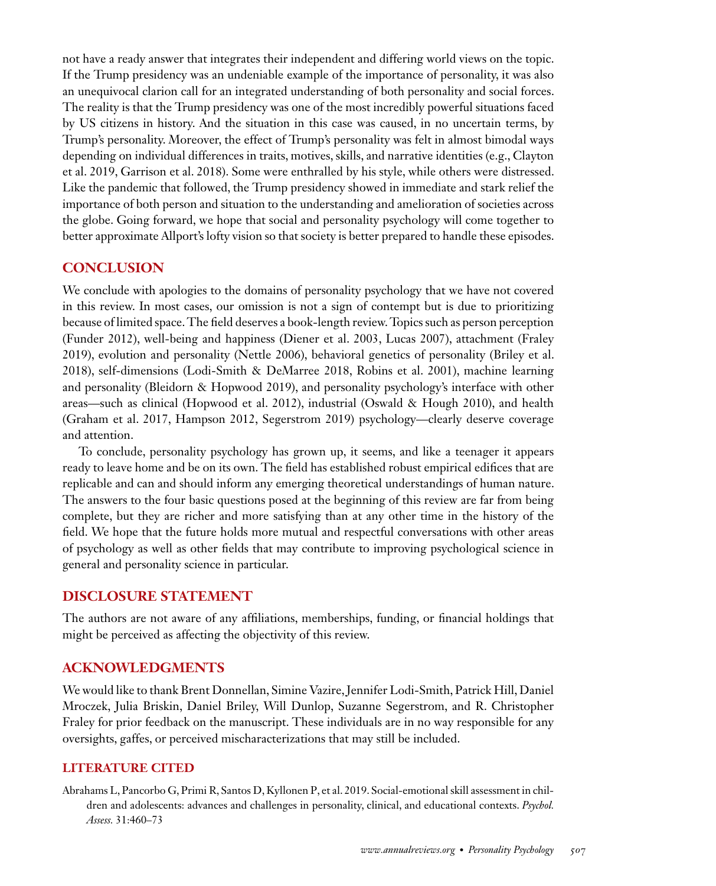not have a ready answer that integrates their independent and differing world views on the topic. If the Trump presidency was an undeniable example of the importance of personality, it was also an unequivocal clarion call for an integrated understanding of both personality and social forces. The reality is that the Trump presidency was one of the most incredibly powerful situations faced by US citizens in history. And the situation in this case was caused, in no uncertain terms, by Trump's personality. Moreover, the effect of Trump's personality was felt in almost bimodal ways depending on individual differences in traits, motives, skills, and narrative identities (e.g., Clayton et al. 2019, Garrison et al. 2018). Some were enthralled by his style, while others were distressed. Like the pandemic that followed, the Trump presidency showed in immediate and stark relief the importance of both person and situation to the understanding and amelioration of societies across the globe. Going forward, we hope that social and personality psychology will come together to better approximate Allport's lofty vision so that society is better prepared to handle these episodes.

## CONCLUSION

We conclude with apologies to the domains of personality psychology that we have not covered in this review. In most cases, our omission is not a sign of contempt but is due to prioritizing because of limited space. The field deserves a book-length review. Topics such as person perception (Funder 2012), well-being and happiness (Diener et al. 2003, Lucas 2007), attachment (Fraley 2019), evolution and personality (Nettle 2006), behavioral genetics of personality (Briley et al. 2018), self-dimensions (Lodi-Smith & DeMarree 2018, Robins et al. 2001), machine learning and personality (Bleidorn & Hopwood 2019), and personality psychology's interface with other areas—such as clinical (Hopwood et al. 2012), industrial (Oswald & Hough 2010), and health (Graham et al. 2017, Hampson 2012, Segerstrom 2019) psychology—clearly deserve coverage and attention.

To conclude, personality psychology has grown up, it seems, and like a teenager it appears ready to leave home and be on its own. The field has established robust empirical edifices that are replicable and can and should inform any emerging theoretical understandings of human nature. The answers to the four basic questions posed at the beginning of this review are far from being complete, but they are richer and more satisfying than at any other time in the history of the field. We hope that the future holds more mutual and respectful conversations with other areas of psychology as well as other fields that may contribute to improving psychological science in general and personality science in particular.

## DISCLOSURE STATEMENT

The authors are not aware of any affiliations, memberships, funding, or financial holdings that might be perceived as affecting the objectivity of this review.

## ACKNOWLEDGMENTS

We would like to thank Brent Donnellan, Simine Vazire, Jennifer Lodi-Smith, Patrick Hill, Daniel Mroczek, Julia Briskin, Daniel Briley, Will Dunlop, Suzanne Segerstrom, and R. Christopher Fraley for prior feedback on the manuscript. These individuals are in no way responsible for any oversights, gaffes, or perceived mischaracterizations that may still be included.

## LITERATURE CITED

Abrahams L, Pancorbo G, Primi R, Santos D, Kyllonen P, et al. 2019. Social-emotional skill assessment in children and adolescents: advances and challenges in personality, clinical, and educational contexts. *Psychol. Assess.* 31:460–73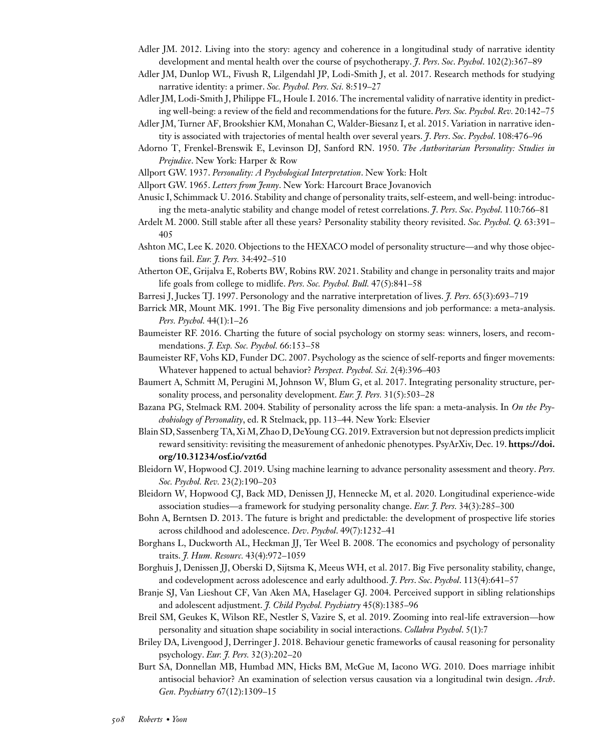Adler JM. 2012. Living into the story: agency and coherence in a longitudinal study of narrative identity development and mental health over the course of psychotherapy. *J. Pers. Soc. Psychol.* 102(2):367–89

Adler JM, Dunlop WL, Fivush R, Lilgendahl JP, Lodi-Smith J, et al. 2017. Research methods for studying narrative identity: a primer. *Soc. Psychol. Pers. Sci.* 8:519–27

Adler JM, Lodi-Smith J, Philippe FL, Houle I. 2016. The incremental validity of narrative identity in predicting well-being: a review of the field and recommendations for the future. *Pers. Soc. Psychol. Rev.* 20:142–75

Adler JM, Turner AF, Brookshier KM, Monahan C, Walder-Biesanz I, et al. 2015. Variation in narrative identity is associated with trajectories of mental health over several years. *J. Pers. Soc. Psychol.* 108:476–96

Adorno T, Frenkel-Brenswik E, Levinson DJ, Sanford RN. 1950. *The Authoritarian Personality: Studies in Prejudice*. New York: Harper & Row

Allport GW. 1937. *Personality: A Psychological Interpretation*. New York: Holt

Allport GW. 1965. *Letters from Jenny*. New York: Harcourt Brace Jovanovich

Anusic I, Schimmack U. 2016. Stability and change of personality traits, self-esteem, and well-being: introducing the meta-analytic stability and change model of retest correlations. *J. Pers. Soc. Psychol.* 110:766–81

Ardelt M. 2000. Still stable after all these years? Personality stability theory revisited. *Soc. Psychol. Q.* 63:391–405

Ashton MC, Lee K. 2020. Objections to the HEXACO model of personality structure—and why those objections fail. *Eur. J. Pers.* 34:492–510

Atherton OE, Grijalva E, Roberts BW, Robins RW. 2021. Stability and change in personality traits and major life goals from college to midlife. *Pers. Soc. Psychol. Bull.* 47(5):841–58

Barresi J, Juckes TJ. 1997. Personology and the narrative interpretation of lives. *J. Pers.* 65(3):693–719

Barrick MR, Mount MK. 1991. The Big Five personality dimensions and job performance: a meta-analysis. *Pers. Psychol.* 44(1):1–26

Baumeister RF. 2016. Charting the future of social psychology on stormy seas: winners, losers, and recommendations. *J. Exp. Soc. Psychol.* 66:153–58

Baumeister RF, Vohs KD, Funder DC. 2007. Psychology as the science of self-reports and finger movements: Whatever happened to actual behavior? *Perspect. Psychol. Sci.* 2(4):396–403

Baumert A, Schmitt M, Perugini M, Johnson W, Blum G, et al. 2017. Integrating personality structure, personality process, and personality development. *Eur. J. Pers.* 31(5):503–28

Bazana PG, Stelmack RM. 2004. Stability of personality across the life span: a meta-analysis. In *On the Psychobiology of Personality*, ed. R Stelmack, pp. 113–44. New York: Elsevier

Blain SD, Sassenberg TA, Xi M, Zhao D, DeYoung CG. 2019. Extraversion but not depression predicts implicit reward sensitivity: revisiting the measurement of anhedonic phenotypes. PsyArXiv, Dec. 19. **https://doi.org/10.31234/osf.io/vzt6d**

Bleidorn W, Hopwood CJ. 2019. Using machine learning to advance personality assessment and theory. *Pers. Soc. Psychol. Rev.* 23(2):190–203

Bleidorn W, Hopwood CJ, Back MD, Denissen JJ, Hennecke M, et al. 2020. Longitudinal experience-wide association studies—a framework for studying personality change. *Eur. J. Pers.* 34(3):285–300

Bohn A, Berntsen D. 2013. The future is bright and predictable: the development of prospective life stories across childhood and adolescence. *Dev. Psychol.* 49(7):1232–41

Borghans L, Duckworth AL, Heckman JJ, Ter Weel B. 2008. The economics and psychology of personality traits. *J. Hum. Resourc.* 43(4):972–1059

Borghuis J, Denissen JJ, Oberski D, Sijtsma K, Meeus WH, et al. 2017. Big Five personality stability, change, and codevelopment across adolescence and early adulthood. *J. Pers. Soc. Psychol.* 113(4):641–57

Branje SJ, Van Lieshout CF, Van Aken MA, Haselager GJ. 2004. Perceived support in sibling relationships and adolescent adjustment. *J. Child Psychol. Psychiatry* 45(8):1385–96

Breil SM, Geukes K, Wilson RE, Nestler S, Vazire S, et al. 2019. Zooming into real-life extraversion—how personality and situation shape sociability in social interactions. *Collabra Psychol.* 5(1):7

Briley DA, Livengood J, Derringer J. 2018. Behaviour genetic frameworks of causal reasoning for personality psychology. *Eur. J. Pers.* 32(3):202–20

Burt SA, Donnellan MB, Humbad MN, Hicks BM, McGue M, Iacono WG. 2010. Does marriage inhibit antisocial behavior? An examination of selection versus causation via a longitudinal twin design. *Arch. Gen. Psychiatry* 67(12):1309–15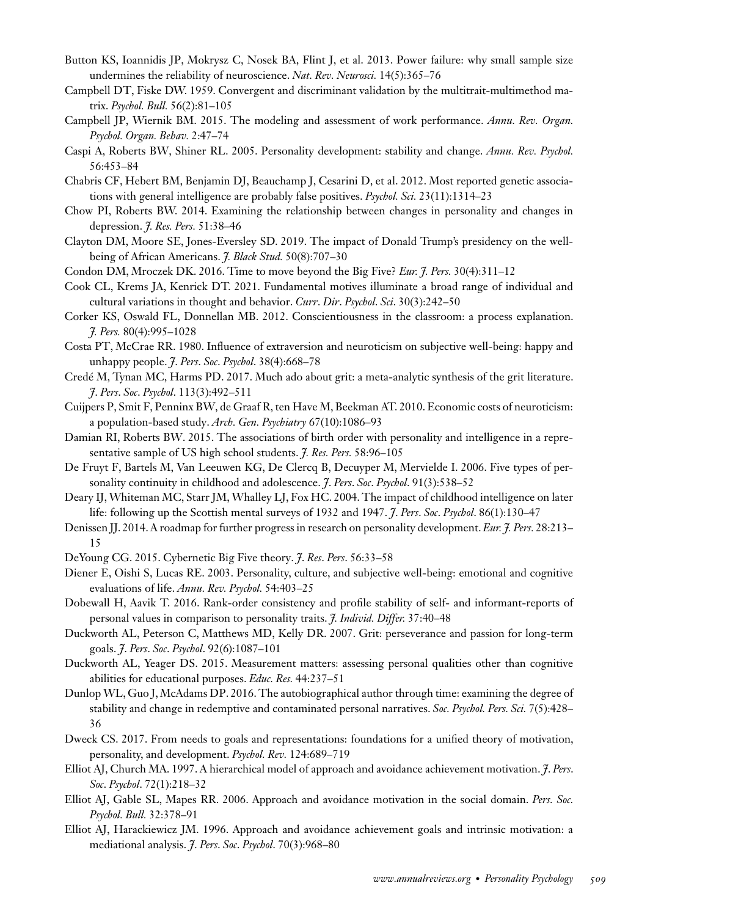Button KS, Ioannidis JP, Mokrysz C, Nosek BA, Flint J, et al. 2013. Power failure: why small sample size undermines the reliability of neuroscience. *Nat. Rev. Neurosci.* 14(5):365–76

Campbell DT, Fiske DW. 1959. Convergent and discriminant validation by the multitrait-multimethod matrix. *Psychol. Bull.* 56(2):81–105

Campbell JP, Wiernik BM. 2015. The modeling and assessment of work performance. *Annu. Rev. Organ. Psychol. Organ. Behav.* 2:47–74

Caspi A, Roberts BW, Shiner RL. 2005. Personality development: stability and change. *Annu. Rev. Psychol.* 56:453–84

Chabris CF, Hebert BM, Benjamin DJ, Beauchamp J, Cesarini D, et al. 2012. Most reported genetic associations with general intelligence are probably false positives. *Psychol. Sci.* 23(11):1314–23

Chow PI, Roberts BW. 2014. Examining the relationship between changes in personality and changes in depression. *J. Res. Pers.* 51:38–46

Clayton DM, Moore SE, Jones-Eversley SD. 2019. The impact of Donald Trump's presidency on the well-being of African Americans. *J. Black Stud.* 50(8):707–30

Condon DM, Mroczek DK. 2016. Time to move beyond the Big Five? *Eur. J. Pers.* 30(4):311–12

Cook CL, Krems JA, Kenrick DT. 2021. Fundamental motives illuminate a broad range of individual and cultural variations in thought and behavior. *Curr. Dir. Psychol. Sci.* 30(3):242–50

Corker KS, Oswald FL, Donnellan MB. 2012. Conscientiousness in the classroom: a process explanation. *J. Pers.* 80(4):995–1028

Costa PT, McCrae RR. 1980. Influence of extraversion and neuroticism on subjective well-being: happy and unhappy people. *J. Pers. Soc. Psychol.* 38(4):668–78

Credé M, Tynan MC, Harms PD. 2017. Much ado about grit: a meta-analytic synthesis of the grit literature. *J. Pers. Soc. Psychol.* 113(3):492–511

Cuijpers P, Smit F, Penninx BW, de Graaf R, ten Have M, Beekman AT. 2010. Economic costs of neuroticism: a population-based study. *Arch. Gen. Psychiatry* 67(10):1086–93

Damian RI, Roberts BW. 2015. The associations of birth order with personality and intelligence in a representative sample of US high school students. *J. Res. Pers.* 58:96–105

De Fruyt F, Bartels M, Van Leeuwen KG, De Clercq B, Decuyper M, Mervielde I. 2006. Five types of personality continuity in childhood and adolescence. *J. Pers. Soc. Psychol.* 91(3):538–52

Deary IJ, Whiteman MC, Starr JM, Whalley LJ, Fox HC. 2004. The impact of childhood intelligence on later life: following up the Scottish mental surveys of 1932 and 1947. *J. Pers. Soc. Psychol.* 86(1):130–47

Denissen JJ. 2014. A roadmap for further progress in research on personality development. *Eur. J. Pers.* 28:213–15

DeYoung CG. 2015. Cybernetic Big Five theory. *J. Res. Pers.* 56:33–58

Diener E, Oishi S, Lucas RE. 2003. Personality, culture, and subjective well-being: emotional and cognitive evaluations of life. *Annu. Rev. Psychol.* 54:403–25

Dobewall H, Aavik T. 2016. Rank-order consistency and profile stability of self- and informant-reports of personal values in comparison to personality traits. *J. Individ. Differ.* 37:40–48

Duckworth AL, Peterson C, Matthews MD, Kelly DR. 2007. Grit: perseverance and passion for long-term goals. *J. Pers. Soc. Psychol.* 92(6):1087–101

Duckworth AL, Yeager DS. 2015. Measurement matters: assessing personal qualities other than cognitive abilities for educational purposes. *Educ. Res.* 44:237–51

Dunlop WL, Guo J, McAdams DP. 2016. The autobiographical author through time: examining the degree of stability and change in redemptive and contaminated personal narratives. *Soc. Psychol. Pers. Sci.* 7(5):428–36

Dweck CS. 2017. From needs to goals and representations: foundations for a unified theory of motivation, personality, and development. *Psychol. Rev.* 124:689–719

Elliot AJ, Church MA. 1997. A hierarchical model of approach and avoidance achievement motivation. *J. Pers. Soc. Psychol.* 72(1):218–32

Elliot AJ, Gable SL, Mapes RR. 2006. Approach and avoidance motivation in the social domain. *Pers. Soc. Psychol. Bull.* 32:378–91

Elliot AJ, Harackiewicz JM. 1996. Approach and avoidance achievement goals and intrinsic motivation: a mediational analysis. *J. Pers. Soc. Psychol.* 70(3):968–80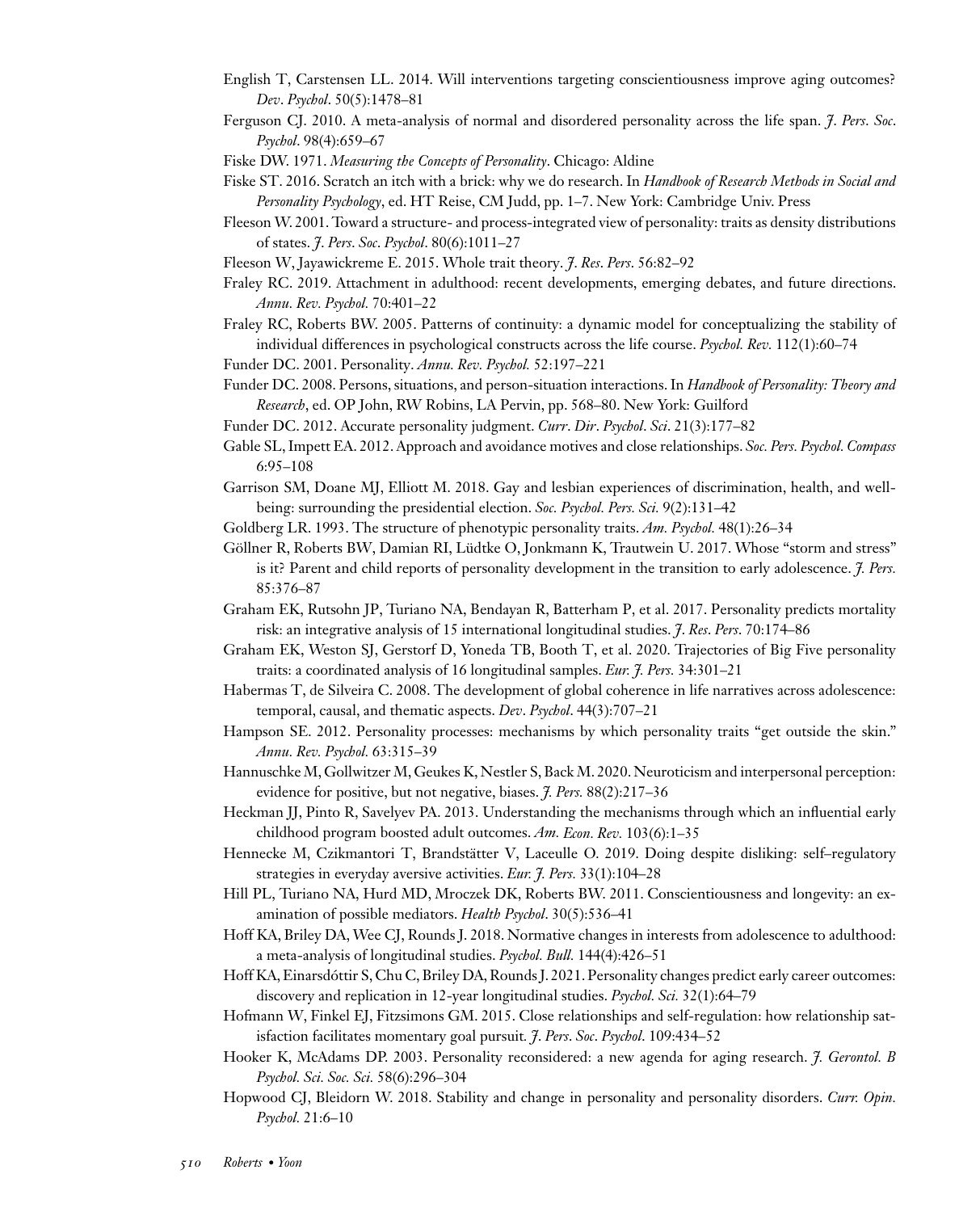English T, Carstensen LL. 2014. Will interventions targeting conscientiousness improve aging outcomes? *Dev. Psychol.* 50(5):1478–81

Ferguson CJ. 2010. A meta-analysis of normal and disordered personality across the life span. *J. Pers. Soc. Psychol.* 98(4):659–67

Fiske DW. 1971. *Measuring the Concepts of Personality*. Chicago: Aldine

Fiske ST. 2016. Scratch an itch with a brick: why we do research. In *Handbook of Research Methods in Social and Personality Psychology*, ed. HT Reise, CM Judd, pp. 1–7. New York: Cambridge Univ. Press

Fleeson W. 2001. Toward a structure- and process-integrated view of personality: traits as density distributions of states. *J. Pers. Soc. Psychol.* 80(6):1011–27

Fleeson W, Jayawickreme E. 2015. Whole trait theory. *J. Res. Pers.* 56:82–92

Fraley RC. 2019. Attachment in adulthood: recent developments, emerging debates, and future directions. *Annu. Rev. Psychol.* 70:401–22

Fraley RC, Roberts BW. 2005. Patterns of continuity: a dynamic model for conceptualizing the stability of individual differences in psychological constructs across the life course. *Psychol. Rev.* 112(1):60–74

Funder DC. 2001. Personality. *Annu. Rev. Psychol.* 52:197–221

Funder DC. 2008. Persons, situations, and person-situation interactions. In *Handbook of Personality: Theory and Research*, ed. OP John, RW Robins, LA Pervin, pp. 568–80. New York: Guilford

Funder DC. 2012. Accurate personality judgment. *Curr. Dir. Psychol. Sci.* 21(3):177–82

Gable SL, Impett EA. 2012. Approach and avoidance motives and close relationships. *Soc. Pers. Psychol. Compass* 6:95–108

Garrison SM, Doane MJ, Elliott M. 2018. Gay and lesbian experiences of discrimination, health, and well-being: surrounding the presidential election. *Soc. Psychol. Pers. Sci.* 9(2):131–42

Goldberg LR. 1993. The structure of phenotypic personality traits. *Am. Psychol.* 48(1):26–34

Göllner R, Roberts BW, Damian RI, Lüdtke O, Jonkmann K, Trautwein U. 2017. Whose "storm and stress" is it? Parent and child reports of personality development in the transition to early adolescence. *J. Pers.* 85:376–87

Graham EK, Rutsohn JP, Turiano NA, Bendayan R, Batterham P, et al. 2017. Personality predicts mortality risk: an integrative analysis of 15 international longitudinal studies. *J. Res. Pers.* 70:174–86

Graham EK, Weston SJ, Gerstorf D, Yoneda TB, Booth T, et al. 2020. Trajectories of Big Five personality traits: a coordinated analysis of 16 longitudinal samples. *Eur. J. Pers.* 34:301–21

Habermas T, de Silveira C. 2008. The development of global coherence in life narratives across adolescence: temporal, causal, and thematic aspects. *Dev. Psychol.* 44(3):707–21

Hampson SE. 2012. Personality processes: mechanisms by which personality traits "get outside the skin." *Annu. Rev. Psychol.* 63:315–39

Hannuschke M, Gollwitzer M, Geukes K, Nestler S, Back M. 2020. Neuroticism and interpersonal perception: evidence for positive, but not negative, biases. *J. Pers.* 88(2):217–36

Heckman JJ, Pinto R, Savelyev PA. 2013. Understanding the mechanisms through which an influential early childhood program boosted adult outcomes. *Am. Econ. Rev.* 103(6):1–35

Hennecke M, Czikmantori T, Brandstätter V, Laceulle O. 2019. Doing despite disliking: self–regulatory strategies in everyday aversive activities. *Eur. J. Pers.* 33(1):104–28

Hill PL, Turiano NA, Hurd MD, Mroczek DK, Roberts BW. 2011. Conscientiousness and longevity: an examination of possible mediators. *Health Psychol.* 30(5):536–41

Hoff KA, Briley DA, Wee CJ, Rounds J. 2018. Normative changes in interests from adolescence to adulthood: a meta-analysis of longitudinal studies. *Psychol. Bull.* 144(4):426–51

Hoff KA, Einarsdóttir S, Chu C, Briley DA, Rounds J. 2021. Personality changes predict early career outcomes: discovery and replication in 12-year longitudinal studies. *Psychol. Sci.* 32(1):64–79

Hofmann W, Finkel EJ, Fitzsimons GM. 2015. Close relationships and self-regulation: how relationship satisfaction facilitates momentary goal pursuit. *J. Pers. Soc. Psychol.* 109:434–52

Hooker K, McAdams DP. 2003. Personality reconsidered: a new agenda for aging research. *J. Gerontol. B Psychol. Sci. Soc. Sci.* 58(6):296–304

Hopwood CJ, Bleidorn W. 2018. Stability and change in personality and personality disorders. *Curr. Opin. Psychol.* 21:6–10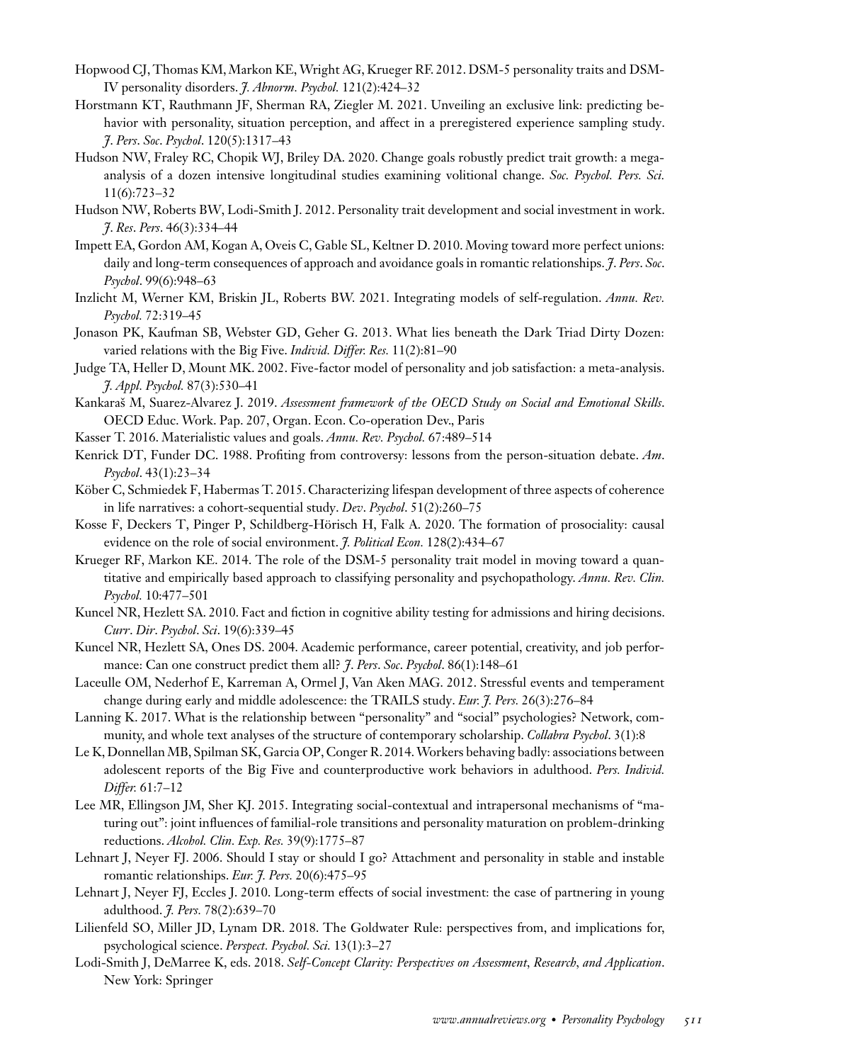Hopwood CJ, Thomas KM, Markon KE, Wright AG, Krueger RF. 2012. DSM-5 personality traits and DSM-IV personality disorders. *J. Abnorm. Psychol.* 121(2):424–32

Horstmann KT, Rauthmann JF, Sherman RA, Ziegler M. 2021. Unveiling an exclusive link: predicting behavior with personality, situation perception, and affect in a preregistered experience sampling study. *J. Pers. Soc. Psychol.* 120(5):1317–43

Hudson NW, Fraley RC, Chopik WJ, Briley DA. 2020. Change goals robustly predict trait growth: a mega-analysis of a dozen intensive longitudinal studies examining volitional change. *Soc. Psychol. Pers. Sci.* 11(6):723–32

Hudson NW, Roberts BW, Lodi-Smith J. 2012. Personality trait development and social investment in work. *J. Res. Pers.* 46(3):334–44

Impett EA, Gordon AM, Kogan A, Oveis C, Gable SL, Keltner D. 2010. Moving toward more perfect unions: daily and long-term consequences of approach and avoidance goals in romantic relationships. *J. Pers. Soc. Psychol.* 99(6):948–63

Inzlicht M, Werner KM, Briskin JL, Roberts BW. 2021. Integrating models of self-regulation. *Annu. Rev. Psychol.* 72:319–45

Jonason PK, Kaufman SB, Webster GD, Geher G. 2013. What lies beneath the Dark Triad Dirty Dozen: varied relations with the Big Five. *Individ. Differ. Res.* 11(2):81–90

Judge TA, Heller D, Mount MK. 2002. Five-factor model of personality and job satisfaction: a meta-analysis. *J. Appl. Psychol.* 87(3):530–41

Kankaraš M, Suarez-Alvarez J. 2019. *Assessment framework of the OECD Study on Social and Emotional Skills*. OECD Educ. Work. Pap. 207, Organ. Econ. Co-operation Dev., Paris

Kasser T. 2016. Materialistic values and goals. *Annu. Rev. Psychol.* 67:489–514

Kenrick DT, Funder DC. 1988. Profiting from controversy: lessons from the person-situation debate. *Am. Psychol.* 43(1):23–34

Köber C, Schmiedek F, Habermas T. 2015. Characterizing lifespan development of three aspects of coherence in life narratives: a cohort-sequential study. *Dev. Psychol.* 51(2):260–75

Kosse F, Deckers T, Pinger P, Schildberg-Hörisch H, Falk A. 2020. The formation of prosociality: causal evidence on the role of social environment. *J. Political Econ.* 128(2):434–67

Krueger RF, Markon KE. 2014. The role of the DSM-5 personality trait model in moving toward a quantitative and empirically based approach to classifying personality and psychopathology. *Annu. Rev. Clin. Psychol.* 10:477–501

Kuncel NR, Hezlett SA. 2010. Fact and fiction in cognitive ability testing for admissions and hiring decisions. *Curr. Dir. Psychol. Sci.* 19(6):339–45

Kuncel NR, Hezlett SA, Ones DS. 2004. Academic performance, career potential, creativity, and job performance: Can one construct predict them all? *J. Pers. Soc. Psychol.* 86(1):148–61

Laceulle OM, Nederhof E, Karreman A, Ormel J, Van Aken MAG. 2012. Stressful events and temperament change during early and middle adolescence: the TRAILS study. *Eur. J. Pers.* 26(3):276–84

Lanning K. 2017. What is the relationship between "personality" and "social" psychologies? Network, community, and whole text analyses of the structure of contemporary scholarship. *Collabra Psychol.* 3(1):8

Le K, Donnellan MB, Spilman SK, Garcia OP, Conger R. 2014. Workers behaving badly: associations between adolescent reports of the Big Five and counterproductive work behaviors in adulthood. *Pers. Individ. Differ.* 61:7–12

Lee MR, Ellingson JM, Sher KJ. 2015. Integrating social-contextual and intrapersonal mechanisms of "maturing out": joint influences of familial-role transitions and personality maturation on problem-drinking reductions. *Alcohol. Clin. Exp. Res.* 39(9):1775–87

Lehnart J, Neyer FJ. 2006. Should I stay or should I go? Attachment and personality in stable and instable romantic relationships. *Eur. J. Pers.* 20(6):475–95

Lehnart J, Neyer FJ, Eccles J. 2010. Long-term effects of social investment: the case of partnering in young adulthood. *J. Pers.* 78(2):639–70

Lilienfeld SO, Miller JD, Lynam DR. 2018. The Goldwater Rule: perspectives from, and implications for, psychological science. *Perspect. Psychol. Sci.* 13(1):3–27

Lodi-Smith J, DeMarree K, eds. 2018. *Self-Concept Clarity: Perspectives on Assessment, Research, and Application*. New York: Springer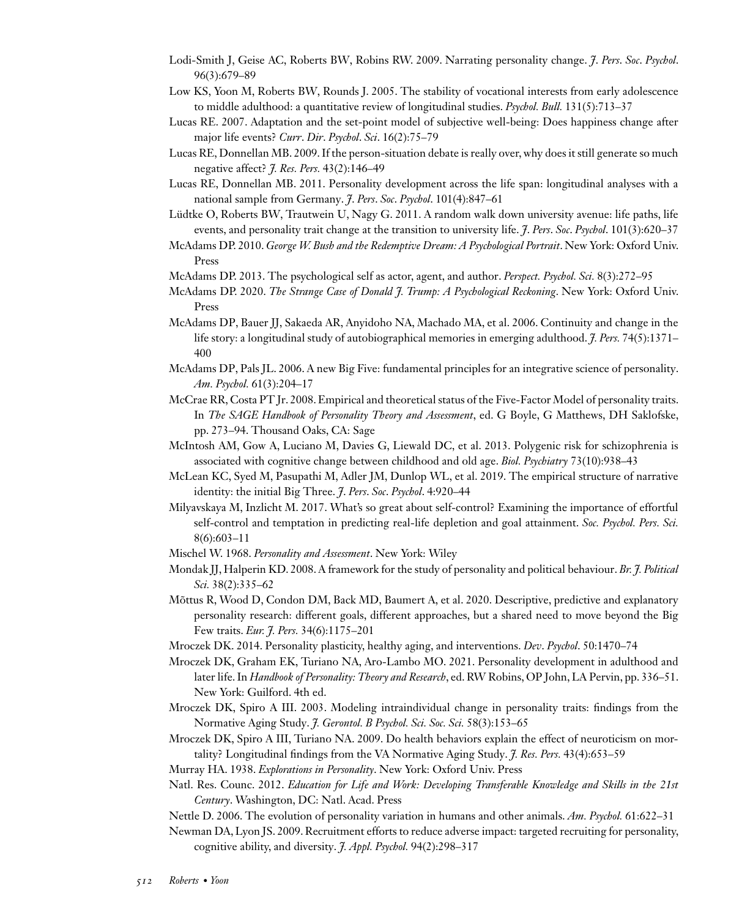Lodi-Smith J, Geise AC, Roberts BW, Robins RW. 2009. Narrating personality change. *J. Pers. Soc. Psychol.* 96(3):679–89

Low KS, Yoon M, Roberts BW, Rounds J. 2005. The stability of vocational interests from early adolescence to middle adulthood: a quantitative review of longitudinal studies. *Psychol. Bull.* 131(5):713–37

Lucas RE. 2007. Adaptation and the set-point model of subjective well-being: Does happiness change after major life events? *Curr. Dir. Psychol. Sci.* 16(2):75–79

Lucas RE, Donnellan MB. 2009. If the person-situation debate is really over, why does it still generate so much negative affect? *J. Res. Pers.* 43(2):146–49

Lucas RE, Donnellan MB. 2011. Personality development across the life span: longitudinal analyses with a national sample from Germany. *J. Pers. Soc. Psychol.* 101(4):847–61

Lüdtke O, Roberts BW, Trautwein U, Nagy G. 2011. A random walk down university avenue: life paths, life events, and personality trait change at the transition to university life. *J. Pers. Soc. Psychol.* 101(3):620–37

McAdams DP. 2010. *George W. Bush and the Redemptive Dream: A Psychological Portrait*. New York: Oxford Univ. Press

McAdams DP. 2013. The psychological self as actor, agent, and author. *Perspect. Psychol. Sci.* 8(3):272–95

McAdams DP. 2020. *The Strange Case of Donald J. Trump: A Psychological Reckoning*. New York: Oxford Univ. Press

McAdams DP, Bauer JJ, Sakaeda AR, Anyidoho NA, Machado MA, et al. 2006. Continuity and change in the life story: a longitudinal study of autobiographical memories in emerging adulthood. *J. Pers.* 74(5):1371–400

McAdams DP, Pals JL. 2006. A new Big Five: fundamental principles for an integrative science of personality. *Am. Psychol.* 61(3):204–17

McCrae RR, Costa PT Jr. 2008. Empirical and theoretical status of the Five-Factor Model of personality traits. In *The SAGE Handbook of Personality Theory and Assessment*, ed. G Boyle, G Matthews, DH Saklofske, pp. 273–94. Thousand Oaks, CA: Sage

McIntosh AM, Gow A, Luciano M, Davies G, Liewald DC, et al. 2013. Polygenic risk for schizophrenia is associated with cognitive change between childhood and old age. *Biol. Psychiatry* 73(10):938–43

McLean KC, Syed M, Pasupathi M, Adler JM, Dunlop WL, et al. 2019. The empirical structure of narrative identity: the initial Big Three. *J. Pers. Soc. Psychol.* 4:920–44

Milyavskaya M, Inzlicht M. 2017. What's so great about self-control? Examining the importance of effortful self-control and temptation in predicting real-life depletion and goal attainment. *Soc. Psychol. Pers. Sci.* 8(6):603–11

Mischel W. 1968. *Personality and Assessment*. New York: Wiley

Mondak JJ, Halperin KD. 2008. A framework for the study of personality and political behaviour. *Br. J. Political Sci.* 38(2):335–62

Mõttus R, Wood D, Condon DM, Back MD, Baumert A, et al. 2020. Descriptive, predictive and explanatory personality research: different goals, different approaches, but a shared need to move beyond the Big Few traits. *Eur. J. Pers.* 34(6):1175–201

Mroczek DK. 2014. Personality plasticity, healthy aging, and interventions. *Dev. Psychol.* 50:1470–74

Mroczek DK, Graham EK, Turiano NA, Aro-Lambo MO. 2021. Personality development in adulthood and later life. In *Handbook of Personality: Theory and Research*, ed. RW Robins, OP John, LA Pervin, pp. 336–51. New York: Guilford. 4th ed.

Mroczek DK, Spiro A III. 2003. Modeling intraindividual change in personality traits: findings from the Normative Aging Study. *J. Gerontol. B Psychol. Sci. Soc. Sci.* 58(3):153–65

Mroczek DK, Spiro A III, Turiano NA. 2009. Do health behaviors explain the effect of neuroticism on mortality? Longitudinal findings from the VA Normative Aging Study. *J. Res. Pers.* 43(4):653–59

Murray HA. 1938. *Explorations in Personality*. New York: Oxford Univ. Press

Natl. Res. Counc. 2012. *Education for Life and Work: Developing Transferable Knowledge and Skills in the 21st Century*. Washington, DC: Natl. Acad. Press

Nettle D. 2006. The evolution of personality variation in humans and other animals. *Am. Psychol.* 61:622–31

Newman DA, Lyon JS. 2009. Recruitment efforts to reduce adverse impact: targeted recruiting for personality, cognitive ability, and diversity. *J. Appl. Psychol.* 94(2):298–317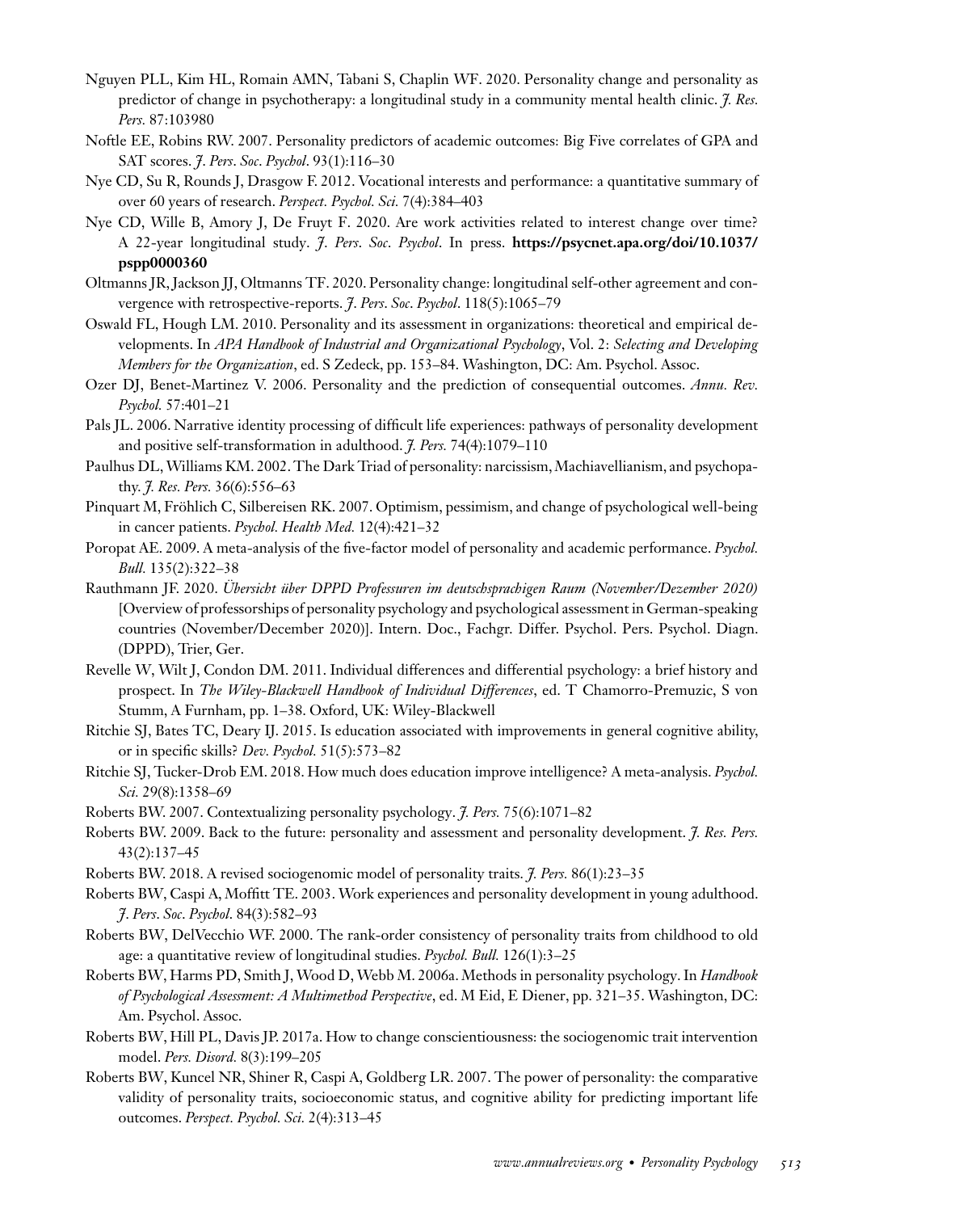Nguyen PLL, Kim HL, Romain AMN, Tabani S, Chaplin WF. 2020. Personality change and personality as predictor of change in psychotherapy: a longitudinal study in a community mental health clinic. *J. Res. Pers.* 87:103980

Noftle EE, Robins RW. 2007. Personality predictors of academic outcomes: Big Five correlates of GPA and SAT scores. *J. Pers. Soc. Psychol.* 93(1):116–30

Nye CD, Su R, Rounds J, Drasgow F. 2012. Vocational interests and performance: a quantitative summary of over 60 years of research. *Perspect. Psychol. Sci.* 7(4):384–403

Nye CD, Wille B, Amory J, De Fruyt F. 2020. Are work activities related to interest change over time? A 22-year longitudinal study. *J. Pers. Soc. Psychol.* In press. **https://psycnet.apa.org/doi/10.1037/pspp0000360**

Oltmanns JR, Jackson JJ, Oltmanns TF. 2020. Personality change: longitudinal self-other agreement and convergence with retrospective-reports. *J. Pers. Soc. Psychol.* 118(5):1065–79

Oswald FL, Hough LM. 2010. Personality and its assessment in organizations: theoretical and empirical developments. In *APA Handbook of Industrial and Organizational Psychology*, Vol. 2: *Selecting and Developing Members for the Organization*, ed. S Zedeck, pp. 153–84. Washington, DC: Am. Psychol. Assoc.

Ozer DJ, Benet-Martinez V. 2006. Personality and the prediction of consequential outcomes. *Annu. Rev. Psychol.* 57:401–21

Pals JL. 2006. Narrative identity processing of difficult life experiences: pathways of personality development and positive self-transformation in adulthood. *J. Pers.* 74(4):1079–110

Paulhus DL, Williams KM. 2002. The Dark Triad of personality: narcissism, Machiavellianism, and psychopathy. *J. Res. Pers.* 36(6):556–63

Pinquart M, Fröhlich C, Silbereisen RK. 2007. Optimism, pessimism, and change of psychological well-being in cancer patients. *Psychol. Health Med.* 12(4):421–32

Poropat AE. 2009. A meta-analysis of the five-factor model of personality and academic performance. *Psychol. Bull.* 135(2):322–38

Rauthmann JF. 2020. *Übersicht über DPPD Professuren im deutschsprachigen Raum (November/Dezember 2020)* [Overview of professorships of personality psychology and psychological assessment in German-speaking countries (November/December 2020)]. Intern. Doc., Fachgr. Differ. Psychol. Pers. Psychol. Diagn. (DPPD), Trier, Ger.

Revelle W, Wilt J, Condon DM. 2011. Individual differences and differential psychology: a brief history and prospect. In *The Wiley-Blackwell Handbook of Individual Differences*, ed. T Chamorro-Premuzic, S von Stumm, A Furnham, pp. 1–38. Oxford, UK: Wiley-Blackwell

Ritchie SJ, Bates TC, Deary IJ. 2015. Is education associated with improvements in general cognitive ability, or in specific skills? *Dev. Psychol.* 51(5):573–82

Ritchie SJ, Tucker-Drob EM. 2018. How much does education improve intelligence? A meta-analysis. *Psychol. Sci.* 29(8):1358–69

Roberts BW. 2007. Contextualizing personality psychology. *J. Pers.* 75(6):1071–82

Roberts BW. 2009. Back to the future: personality and assessment and personality development. *J. Res. Pers.* 43(2):137–45

Roberts BW. 2018. A revised sociogenomic model of personality traits. *J. Pers.* 86(1):23–35

Roberts BW, Caspi A, Moffitt TE. 2003. Work experiences and personality development in young adulthood. *J. Pers. Soc. Psychol.* 84(3):582–93

Roberts BW, DelVecchio WF. 2000. The rank-order consistency of personality traits from childhood to old age: a quantitative review of longitudinal studies. *Psychol. Bull.* 126(1):3–25

Roberts BW, Harms PD, Smith J, Wood D, Webb M. 2006a. Methods in personality psychology. In *Handbook of Psychological Assessment: A Multimethod Perspective*, ed. M Eid, E Diener, pp. 321–35. Washington, DC: Am. Psychol. Assoc.

Roberts BW, Hill PL, Davis JP. 2017a. How to change conscientiousness: the sociogenomic trait intervention model. *Pers. Disord.* 8(3):199–205

Roberts BW, Kuncel NR, Shiner R, Caspi A, Goldberg LR. 2007. The power of personality: the comparative validity of personality traits, socioeconomic status, and cognitive ability for predicting important life outcomes. *Perspect. Psychol. Sci.* 2(4):313–45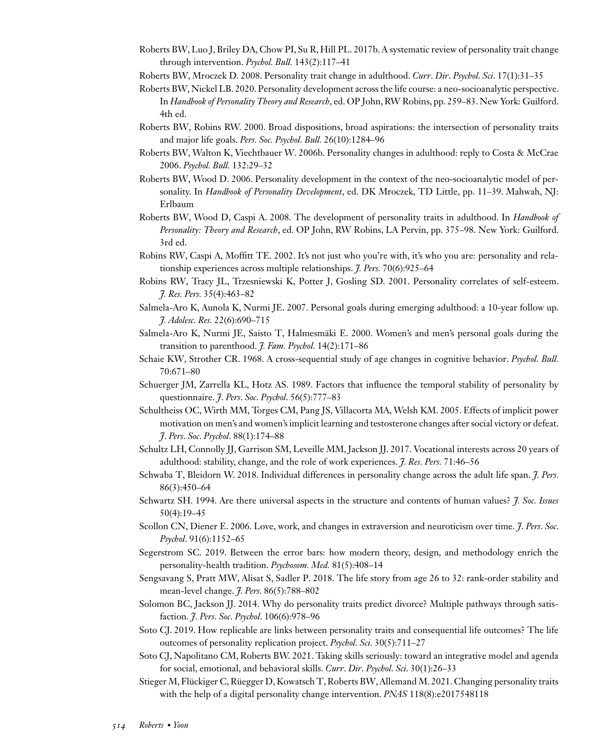Roberts BW, Luo J, Briley DA, Chow PI, Su R, Hill PL. 2017b. A systematic review of personality trait change through intervention. *Psychol. Bull.* 143(2):117–41

Roberts BW, Mroczek D. 2008. Personality trait change in adulthood. *Curr. Dir. Psychol. Sci.* 17(1):31–35

Roberts BW, Nickel LB. 2020. Personality development across the life course: a neo-socioanalytic perspective. In *Handbook of Personality Theory and Research*, ed. OP John, RW Robins, pp. 259–83. New York: Guilford. 4th ed.

Roberts BW, Robins RW. 2000. Broad dispositions, broad aspirations: the intersection of personality traits and major life goals. *Pers. Soc. Psychol. Bull.* 26(10):1284–96

Roberts BW, Walton K, Viechtbauer W. 2006b. Personality changes in adulthood: reply to Costa & McCrae 2006. *Psychol. Bull.* 132:29–32

Roberts BW, Wood D. 2006. Personality development in the context of the neo-socioanalytic model of personality. In *Handbook of Personality Development*, ed. DK Mroczek, TD Little, pp. 11–39. Mahwah, NJ: Erlbaum

Roberts BW, Wood D, Caspi A. 2008. The development of personality traits in adulthood. In *Handbook of Personality: Theory and Research*, ed. OP John, RW Robins, LA Pervin, pp. 375–98. New York: Guilford. 3rd ed.

Robins RW, Caspi A, Moffitt TE. 2002. It's not just who you're with, it's who you are: personality and relationship experiences across multiple relationships. *J. Pers.* 70(6):925–64

Robins RW, Tracy JL, Trzesniewski K, Potter J, Gosling SD. 2001. Personality correlates of self-esteem. *J. Res. Pers.* 35(4):463–82

Salmela-Aro K, Aunola K, Nurmi JE. 2007. Personal goals during emerging adulthood: a 10-year follow up. *J. Adolesc. Res.* 22(6):690–715

Salmela-Aro K, Nurmi JE, Saisto T, Halmesmäki E. 2000. Women's and men's personal goals during the transition to parenthood. *J. Fam. Psychol.* 14(2):171–86

Schaie KW, Strother CR. 1968. A cross-sequential study of age changes in cognitive behavior. *Psychol. Bull.* 70:671–80

Schuerger JM, Zarrella KL, Hotz AS. 1989. Factors that influence the temporal stability of personality by questionnaire. *J. Pers. Soc. Psychol.* 56(5):777–83

Schultheiss OC, Wirth MM, Torges CM, Pang JS, Villacorta MA, Welsh KM. 2005. Effects of implicit power motivation on men's and women's implicit learning and testosterone changes after social victory or defeat. *J. Pers. Soc. Psychol.* 88(1):174–88

Schultz LH, Connolly JJ, Garrison SM, Leveille MM, Jackson JJ. 2017. Vocational interests across 20 years of adulthood: stability, change, and the role of work experiences. *J. Res. Pers.* 71:46–56

Schwaba T, Bleidorn W. 2018. Individual differences in personality change across the adult life span. *J. Pers.* 86(3):450–64

Schwartz SH. 1994. Are there universal aspects in the structure and contents of human values? *J. Soc. Issues* 50(4):19–45

Scollon CN, Diener E. 2006. Love, work, and changes in extraversion and neuroticism over time. *J. Pers. Soc. Psychol.* 91(6):1152–65

Segerstrom SC. 2019. Between the error bars: how modern theory, design, and methodology enrich the personality-health tradition. *Psychosom. Med.* 81(5):408–14

Sengsavang S, Pratt MW, Alisat S, Sadler P. 2018. The life story from age 26 to 32: rank-order stability and mean-level change. *J. Pers.* 86(5):788–802

Solomon BC, Jackson JJ. 2014. Why do personality traits predict divorce? Multiple pathways through satisfaction. *J. Pers. Soc. Psychol.* 106(6):978–96

Soto CJ. 2019. How replicable are links between personality traits and consequential life outcomes? The life outcomes of personality replication project. *Psychol. Sci.* 30(5):711–27

Soto CJ, Napolitano CM, Roberts BW. 2021. Taking skills seriously: toward an integrative model and agenda for social, emotional, and behavioral skills. *Curr. Dir. Psychol. Sci.* 30(1):26–33

Stieger M, Flückiger C, Rüegger D, Kowatsch T, Roberts BW, Allemand M. 2021. Changing personality traits with the help of a digital personality change intervention. *PNAS* 118(8):e2017548118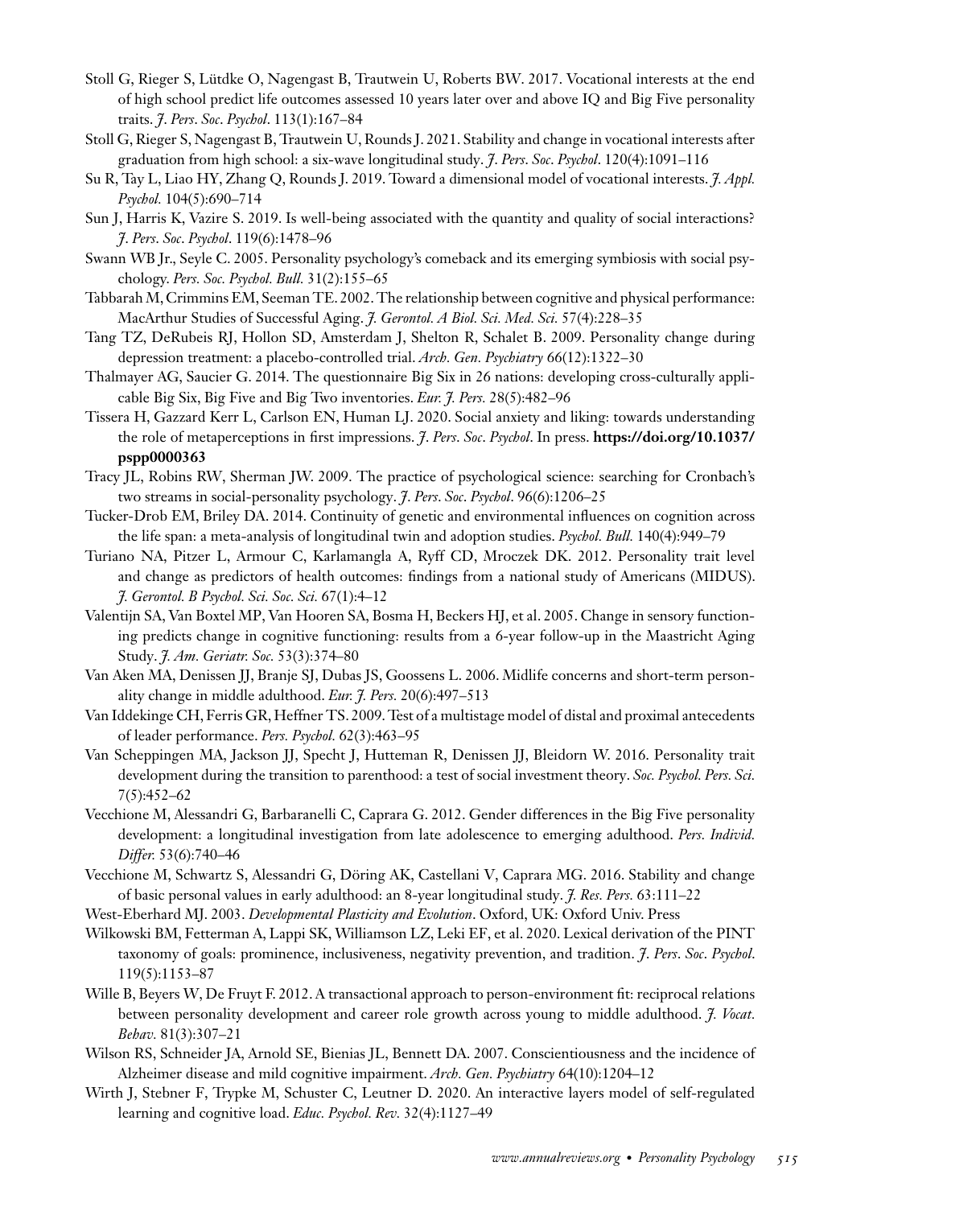Stoll G, Rieger S, Lüdtke O, Nagengast B, Trautwein U, Roberts BW. 2017. Vocational interests at the end of high school predict life outcomes assessed 10 years later over and above IQ and Big Five personality traits. *J. Pers. Soc. Psychol.* 113(1):167–84

Stoll G, Rieger S, Nagengast B, Trautwein U, Rounds J. 2021. Stability and change in vocational interests after graduation from high school: a six-wave longitudinal study. *J. Pers. Soc. Psychol.* 120(4):1091–116

Su R, Tay L, Liao HY, Zhang Q, Rounds J. 2019. Toward a dimensional model of vocational interests. *J. Appl. Psychol.* 104(5):690–714

Sun J, Harris K, Vazire S. 2019. Is well-being associated with the quantity and quality of social interactions? *J. Pers. Soc. Psychol.* 119(6):1478–96

Swann WB Jr., Seyle C. 2005. Personality psychology's comeback and its emerging symbiosis with social psychology. *Pers. Soc. Psychol. Bull.* 31(2):155–65

Tabbarah M, Crimmins EM, Seeman TE. 2002. The relationship between cognitive and physical performance: MacArthur Studies of Successful Aging. *J. Gerontol. A Biol. Sci. Med. Sci.* 57(4):228–35

Tang TZ, DeRubeis RJ, Hollon SD, Amsterdam J, Shelton R, Schalet B. 2009. Personality change during depression treatment: a placebo-controlled trial. *Arch. Gen. Psychiatry* 66(12):1322–30

Thalmayer AG, Saucier G. 2014. The questionnaire Big Six in 26 nations: developing cross-culturally applicable Big Six, Big Five and Big Two inventories. *Eur. J. Pers.* 28(5):482–96

Tissera H, Gazzard Kerr L, Carlson EN, Human LJ. 2020. Social anxiety and liking: towards understanding the role of metaperceptions in first impressions. *J. Pers. Soc. Psychol.* In press. **https://doi.org/10.1037/pspp0000363**

Tracy JL, Robins RW, Sherman JW. 2009. The practice of psychological science: searching for Cronbach's two streams in social-personality psychology. *J. Pers. Soc. Psychol.* 96(6):1206–25

Tucker-Drob EM, Briley DA. 2014. Continuity of genetic and environmental influences on cognition across the life span: a meta-analysis of longitudinal twin and adoption studies. *Psychol. Bull.* 140(4):949–79

Turiano NA, Pitzer L, Armour C, Karlamangla A, Ryff CD, Mroczek DK. 2012. Personality trait level and change as predictors of health outcomes: findings from a national study of Americans (MIDUS). *J. Gerontol. B Psychol. Sci. Soc. Sci.* 67(1):4–12

Valentijn SA, Van Boxtel MP, Van Hooren SA, Bosma H, Beckers HJ, et al. 2005. Change in sensory functioning predicts change in cognitive functioning: results from a 6-year follow-up in the Maastricht Aging Study. *J. Am. Geriatr. Soc.* 53(3):374–80

Van Aken MA, Denissen JJ, Branje SJ, Dubas JS, Goossens L. 2006. Midlife concerns and short-term personality change in middle adulthood. *Eur. J. Pers.* 20(6):497–513

Van Iddekinge CH, Ferris GR, Heffner TS. 2009. Test of a multistage model of distal and proximal antecedents of leader performance. *Pers. Psychol.* 62(3):463–95

Van Scheppingen MA, Jackson JJ, Specht J, Hutteman R, Denissen JJ, Bleidorn W. 2016. Personality trait development during the transition to parenthood: a test of social investment theory. *Soc. Psychol. Pers. Sci.* 7(5):452–62

Vecchione M, Alessandri G, Barbaranelli C, Caprara G. 2012. Gender differences in the Big Five personality development: a longitudinal investigation from late adolescence to emerging adulthood. *Pers. Individ. Differ.* 53(6):740–46

Vecchione M, Schwartz S, Alessandri G, Döring AK, Castellani V, Caprara MG. 2016. Stability and change of basic personal values in early adulthood: an 8-year longitudinal study. *J. Res. Pers.* 63:111–22

West-Eberhard MJ. 2003. *Developmental Plasticity and Evolution*. Oxford, UK: Oxford Univ. Press

Wilkowski BM, Fetterman A, Lappi SK, Williamson LZ, Leki EF, et al. 2020. Lexical derivation of the PINT taxonomy of goals: prominence, inclusiveness, negativity prevention, and tradition. *J. Pers. Soc. Psychol.* 119(5):1153–87

Wille B, Beyers W, De Fruyt F. 2012. A transactional approach to person-environment fit: reciprocal relations between personality development and career role growth across young to middle adulthood. *J. Vocat. Behav.* 81(3):307–21

Wilson RS, Schneider JA, Arnold SE, Bienias JL, Bennett DA. 2007. Conscientiousness and the incidence of Alzheimer disease and mild cognitive impairment. *Arch. Gen. Psychiatry* 64(10):1204–12

Wirth J, Stebner F, Trypke M, Schuster C, Leutner D. 2020. An interactive layers model of self-regulated learning and cognitive load. *Educ. Psychol. Rev.* 32(4):1127–49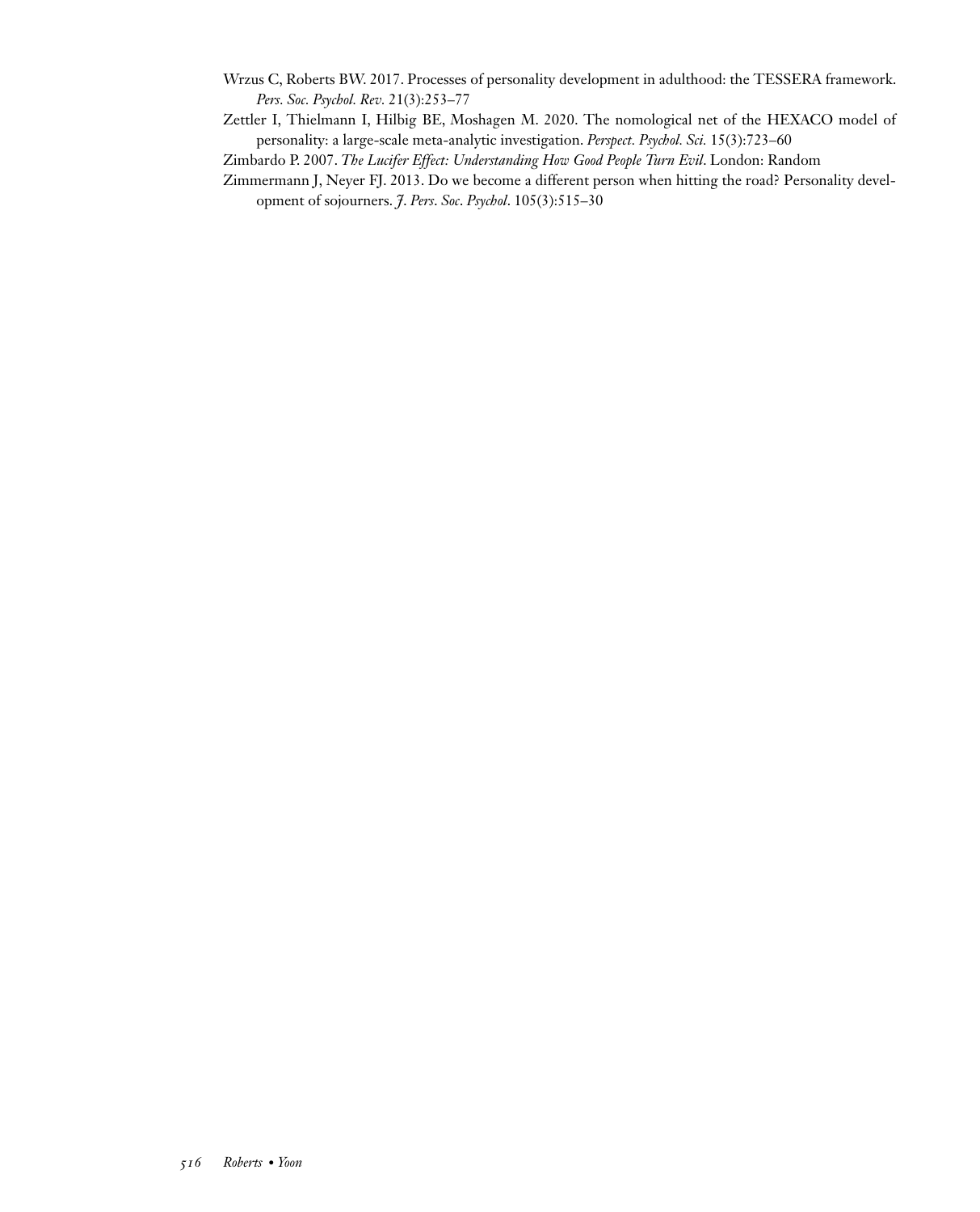Wrzus C, Roberts BW. 2017. Processes of personality development in adulthood: the TESSERA framework. *Pers. Soc. Psychol. Rev.* 21(3):253–77

Zettler I, Thielmann I, Hilbig BE, Moshagen M. 2020. The nomological net of the HEXACO model of personality: a large-scale meta-analytic investigation. *Perspect. Psychol. Sci.* 15(3):723–60

Zimbardo P. 2007. *The Lucifer Effect: Understanding How Good People Turn Evil*. London: Random

Zimmermann J, Neyer FJ. 2013. Do we become a different person when hitting the road? Personality development of sojourners. *J. Pers. Soc. Psychol.* 105(3):515–30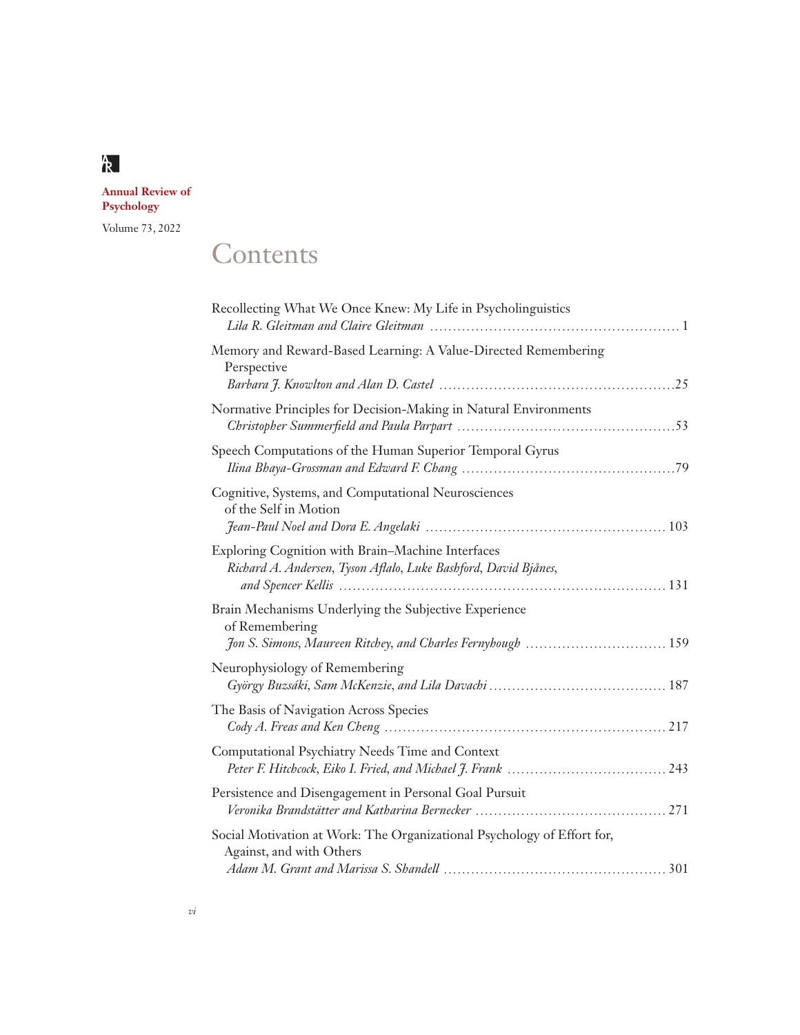**Annual Review of Psychology**

Volume 73, 2022

# Contents

Recollecting What We Once Knew: My Life in Psycholinguistics
*Lila R. Gleitman and Claire Gleitman* ..... 1

Memory and Reward-Based Learning: A Value-Directed Remembering Perspective
*Barbara J. Knowlton and Alan D. Castel* ..... 25

Normative Principles for Decision-Making in Natural Environments
*Christopher Summerfield and Paula Parpart* ..... 53

Speech Computations of the Human Superior Temporal Gyrus
*Ilina Bhaya-Grossman and Edward F. Chang* ..... 79

Cognitive, Systems, and Computational Neurosciences of the Self in Motion
*Jean-Paul Noel and Dora E. Angelaki* ..... 103

Exploring Cognition with Brain–Machine Interfaces
*Richard A. Andersen, Tyson Aflalo, Luke Bashford, David Bjånes, and Spencer Kellis* ..... 131

Brain Mechanisms Underlying the Subjective Experience of Remembering
*Jon S. Simons, Maureen Ritchey, and Charles Fernyhough* ..... 159

Neurophysiology of Remembering
*György Buzsáki, Sam McKenzie, and Lila Davachi* ..... 187

The Basis of Navigation Across Species
*Cody A. Freas and Ken Cheng* ..... 217

Computational Psychiatry Needs Time and Context
*Peter F. Hitchcock, Eiko I. Fried, and Michael J. Frank* ..... 243

Persistence and Disengagement in Personal Goal Pursuit
*Veronika Brandstätter and Katharina Bernecker* ..... 271

Social Motivation at Work: The Organizational Psychology of Effort for, Against, and with Others
*Adam M. Grant and Marissa S. Shandell* ..... 301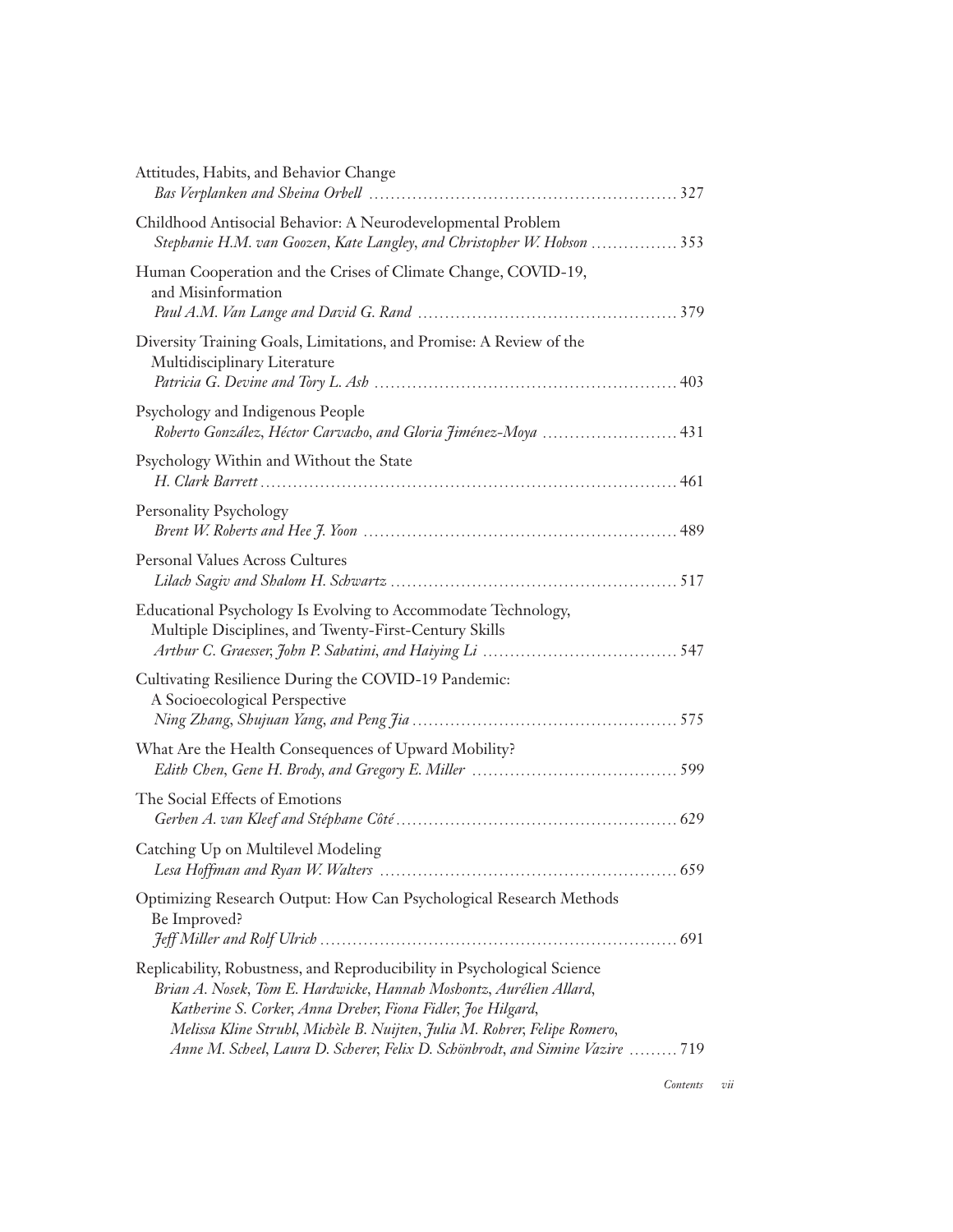Attitudes, Habits, and Behavior Change
*Bas Verplanken and Sheina Orbell* ........................................................ 327

Childhood Antisocial Behavior: A Neurodevelopmental Problem
*Stephanie H.M. van Goozen, Kate Langley, and Christopher W. Hobson* ................ 353

Human Cooperation and the Crises of Climate Change, COVID-19, and Misinformation
*Paul A.M. Van Lange and David G. Rand* ............................................... 379

Diversity Training Goals, Limitations, and Promise: A Review of the Multidisciplinary Literature
*Patricia G. Devine and Tory L. Ash* ....................................................... 403

Psychology and Indigenous People
*Roberto González, Héctor Carvacho, and Gloria Jiménez-Moya* ......................... 431

Psychology Within and Without the State
*H. Clark Barrett* ........................................................................... 461

Personality Psychology
*Brent W. Roberts and Hee J. Yoon* ......................................................... 489

Personal Values Across Cultures
*Lilach Sagiv and Shalom H. Schwartz* .................................................... 517

Educational Psychology Is Evolving to Accommodate Technology, Multiple Disciplines, and Twenty-First-Century Skills
*Arthur C. Graesser, John P. Sabatini, and Haiying Li* ................................... 547

Cultivating Resilience During the COVID-19 Pandemic: A Socioecological Perspective
*Ning Zhang, Shujuan Yang, and Peng Jia* ................................................ 575

What Are the Health Consequences of Upward Mobility?
*Edith Chen, Gene H. Brody, and Gregory E. Miller* ...................................... 599

The Social Effects of Emotions
*Gerben A. van Kleef and Stéphane Côté* ................................................... 629

Catching Up on Multilevel Modeling
*Lesa Hoffman and Ryan W. Walters* ...................................................... 659

Optimizing Research Output: How Can Psychological Research Methods Be Improved?
*Jeff Miller and Rolf Ulrich* ................................................................. 691

Replicability, Robustness, and Reproducibility in Psychological Science
*Brian A. Nosek, Tom E. Hardwicke, Hannah Moshontz, Aurélien Allard, Katherine S. Corker, Anna Dreber, Fiona Fidler, Joe Hilgard, Melissa Kline Struhl, Michèle B. Nuijten, Julia M. Rohrer, Felipe Romero, Anne M. Scheel, Laura D. Scherer, Felix D. Schönbrodt, and Simine Vazire* ......... 719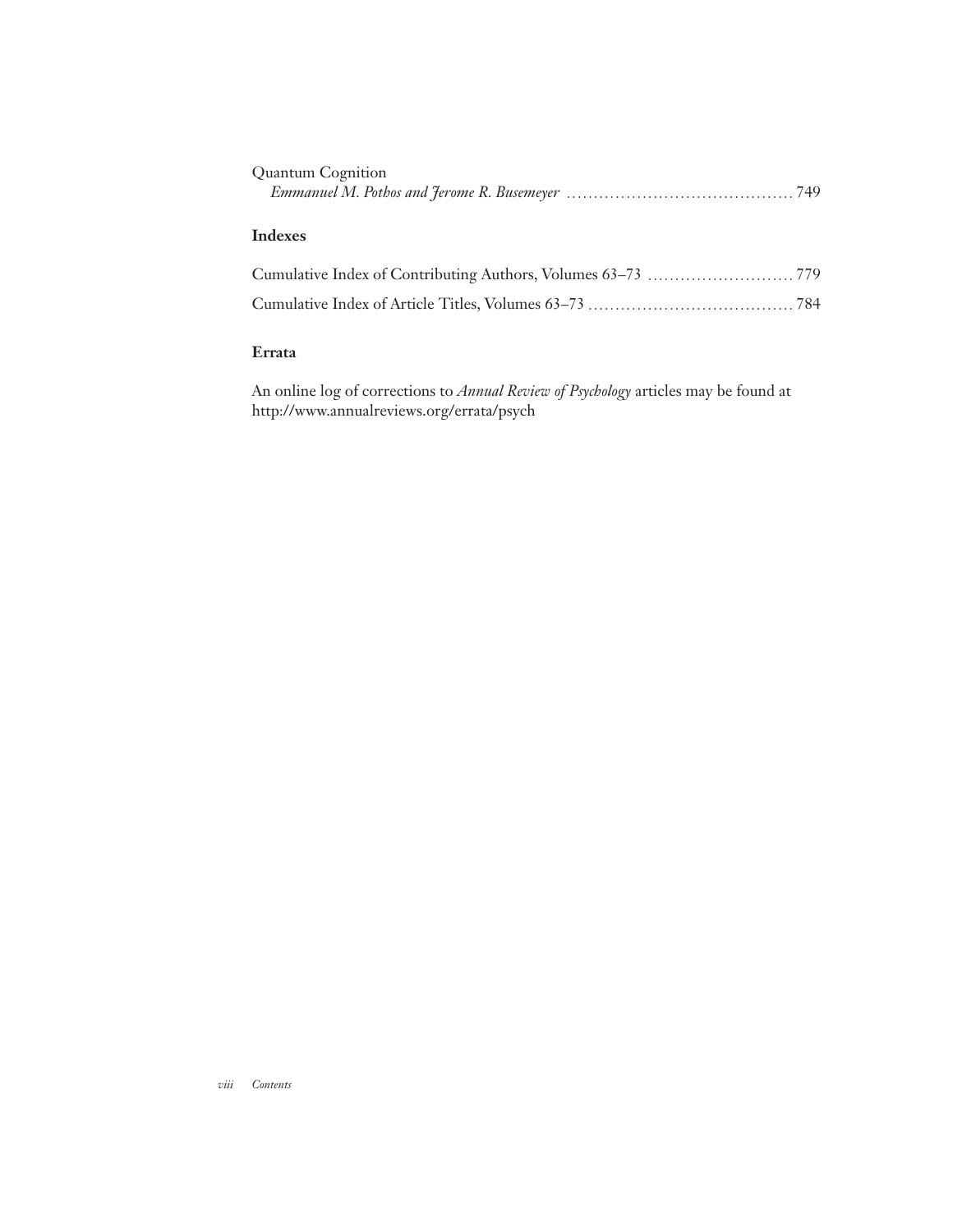Quantum Cognition
*Emmanuel M. Pothos and Jerome R. Busemeyer* ........................................ 749

## Indexes

Cumulative Index of Contributing Authors, Volumes 63–73 .......................... 779

Cumulative Index of Article Titles, Volumes 63–73 .................................... 784

## Errata

An online log of corrections to *Annual Review of Psychology* articles may be found at http://www.annualreviews.org/errata/psych